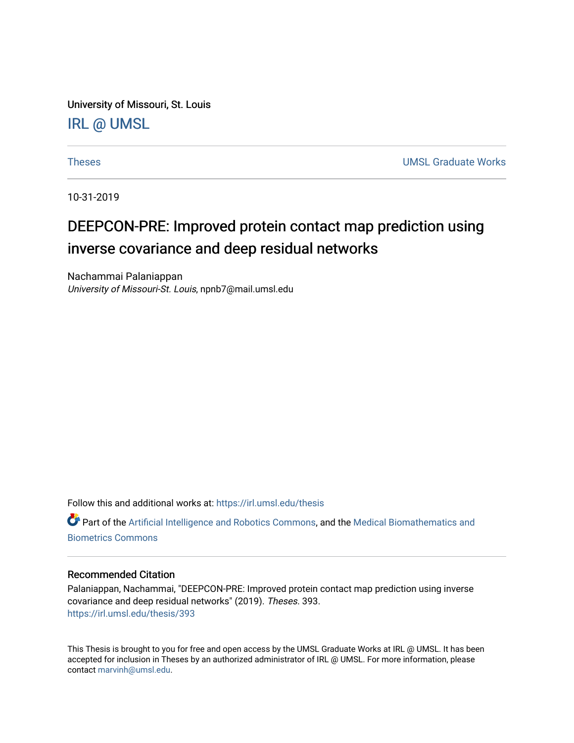University of Missouri, St. Louis

IRL @ UMSL

Theses

UMSL Graduate Works

10-31-2019

# DEEPCON-PRE: Improved protein contact map prediction using inverse covariance and deep residual networks

Nachammai Palaniappan
*University of Missouri-St. Louis*, npnb7@mail.umsl.edu

Follow this and additional works at: https://irl.umsl.edu/thesis

Part of the Artificial Intelligence and Robotics Commons, and the Medical Biomathematics and Biometrics Commons

## Recommended Citation

Palaniappan, Nachammai, "DEEPCON-PRE: Improved protein contact map prediction using inverse covariance and deep residual networks" (2019). *Theses*. 393.
https://irl.umsl.edu/thesis/393

This Thesis is brought to you for free and open access by the UMSL Graduate Works at IRL @ UMSL. It has been accepted for inclusion in Theses by an authorized administrator of IRL @ UMSL. For more information, please contact marvinh@umsl.edu.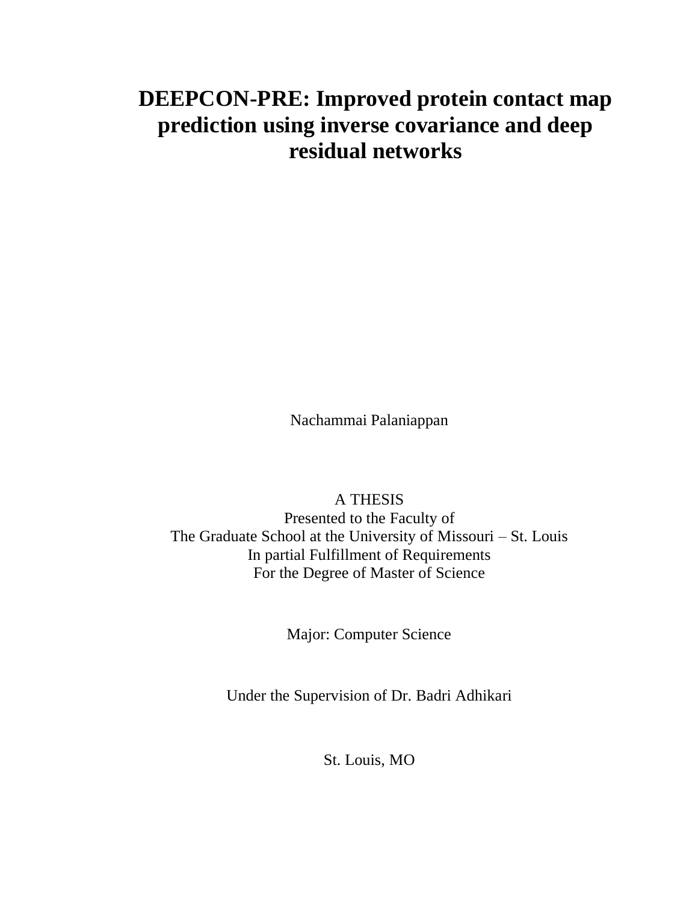# DEEPCON-PRE: Improved protein contact map prediction using inverse covariance and deep residual networks

Nachammai Palaniappan

A THESIS
Presented to the Faculty of
The Graduate School at the University of Missouri – St. Louis
In partial Fulfillment of Requirements
For the Degree of Master of Science

Major: Computer Science

Under the Supervision of Dr. Badri Adhikari

St. Louis, MO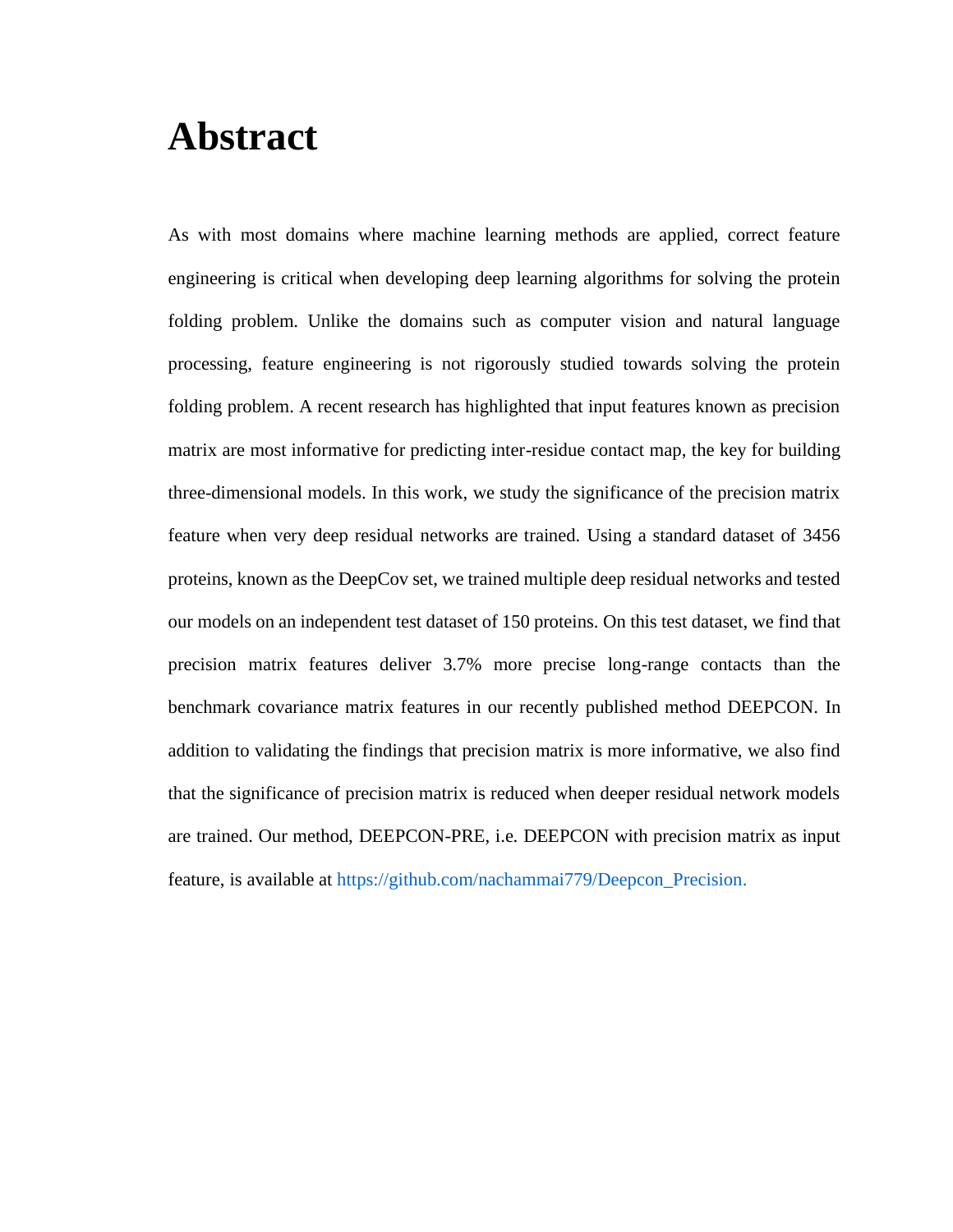# Abstract

As with most domains where machine learning methods are applied, correct feature engineering is critical when developing deep learning algorithms for solving the protein folding problem. Unlike the domains such as computer vision and natural language processing, feature engineering is not rigorously studied towards solving the protein folding problem. A recent research has highlighted that input features known as precision matrix are most informative for predicting inter-residue contact map, the key for building three-dimensional models. In this work, we study the significance of the precision matrix feature when very deep residual networks are trained. Using a standard dataset of 3456 proteins, known as the DeepCov set, we trained multiple deep residual networks and tested our models on an independent test dataset of 150 proteins. On this test dataset, we find that precision matrix features deliver 3.7% more precise long-range contacts than the benchmark covariance matrix features in our recently published method DEEPCON. In addition to validating the findings that precision matrix is more informative, we also find that the significance of precision matrix is reduced when deeper residual network models are trained. Our method, DEEPCON-PRE, i.e. DEEPCON with precision matrix as input feature, is available at https://github.com/nachammai779/Deepcon_Precision.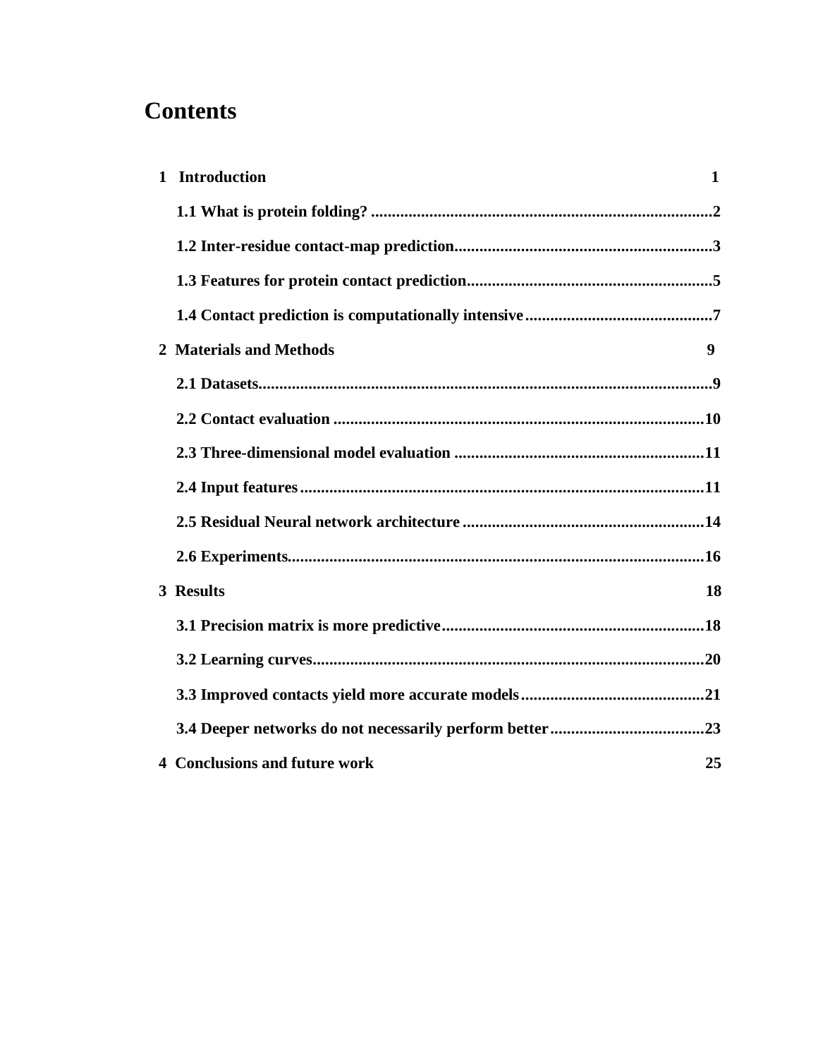# Contents

**1 Introduction 1**

**1.1 What is protein folding? ..................................................................................2**

**1.2 Inter-residue contact-map prediction.............................................................3**

**1.3 Features for protein contact prediction...........................................................5**

**1.4 Contact prediction is computationally intensive............................................7**

**2 Materials and Methods 9**

**2.1 Datasets............................................................................................................9**

**2.2 Contact evaluation ........................................................................................10**

**2.3 Three-dimensional model evaluation ...........................................................11**

**2.4 Input features.................................................................................................11**

**2.5 Residual Neural network architecture .........................................................14**

**2.6 Experiments...................................................................................................16**

**3 Results 18**

**3.1 Precision matrix is more predictive..............................................................18**

**3.2 Learning curves.............................................................................................20**

**3.3 Improved contacts yield more accurate models............................................21**

**3.4 Deeper networks do not necessarily perform better.....................................23**

**4 Conclusions and future work 25**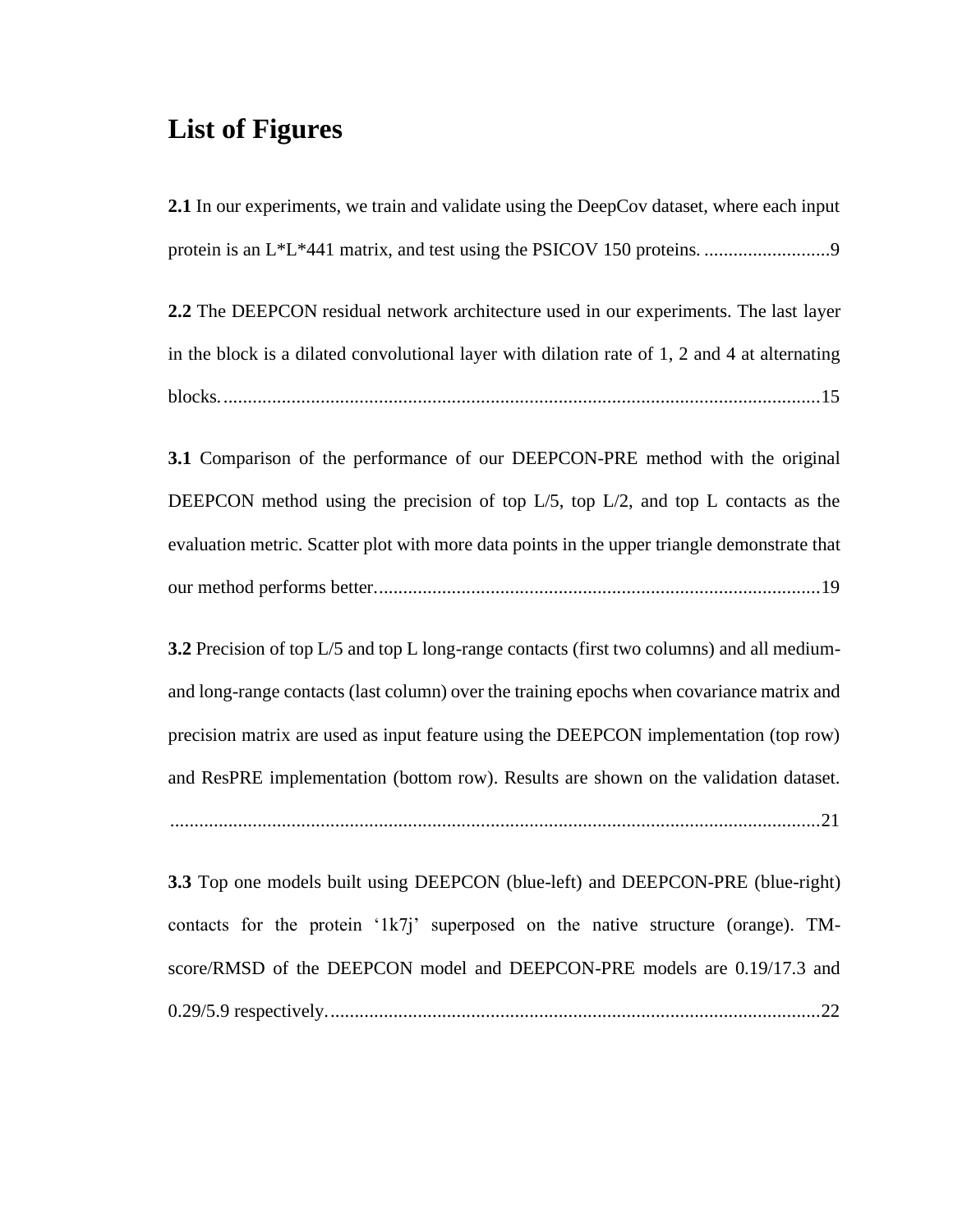# List of Figures

**2.1** In our experiments, we train and validate using the DeepCov dataset, where each input protein is an L*L*441 matrix, and test using the PSICOV 150 proteins. ..........................9

**2.2** The DEEPCON residual network architecture used in our experiments. The last layer in the block is a dilated convolutional layer with dilation rate of 1, 2 and 4 at alternating blocks. ..........................................................................................................................15

**3.1** Comparison of the performance of our DEEPCON-PRE method with the original DEEPCON method using the precision of top L/5, top L/2, and top L contacts as the evaluation metric. Scatter plot with more data points in the upper triangle demonstrate that our method performs better...........................................................................................19

**3.2** Precision of top L/5 and top L long-range contacts (first two columns) and all medium- and long-range contacts (last column) over the training epochs when covariance matrix and precision matrix are used as input feature using the DEEPCON implementation (top row) and ResPRE implementation (bottom row). Results are shown on the validation dataset. .....................................................................................................................................21

**3.3** Top one models built using DEEPCON (blue-left) and DEEPCON-PRE (blue-right) contacts for the protein '1k7j' superposed on the native structure (orange). TM-score/RMSD of the DEEPCON model and DEEPCON-PRE models are 0.19/17.3 and 0.29/5.9 respectively. .....................................................................................................22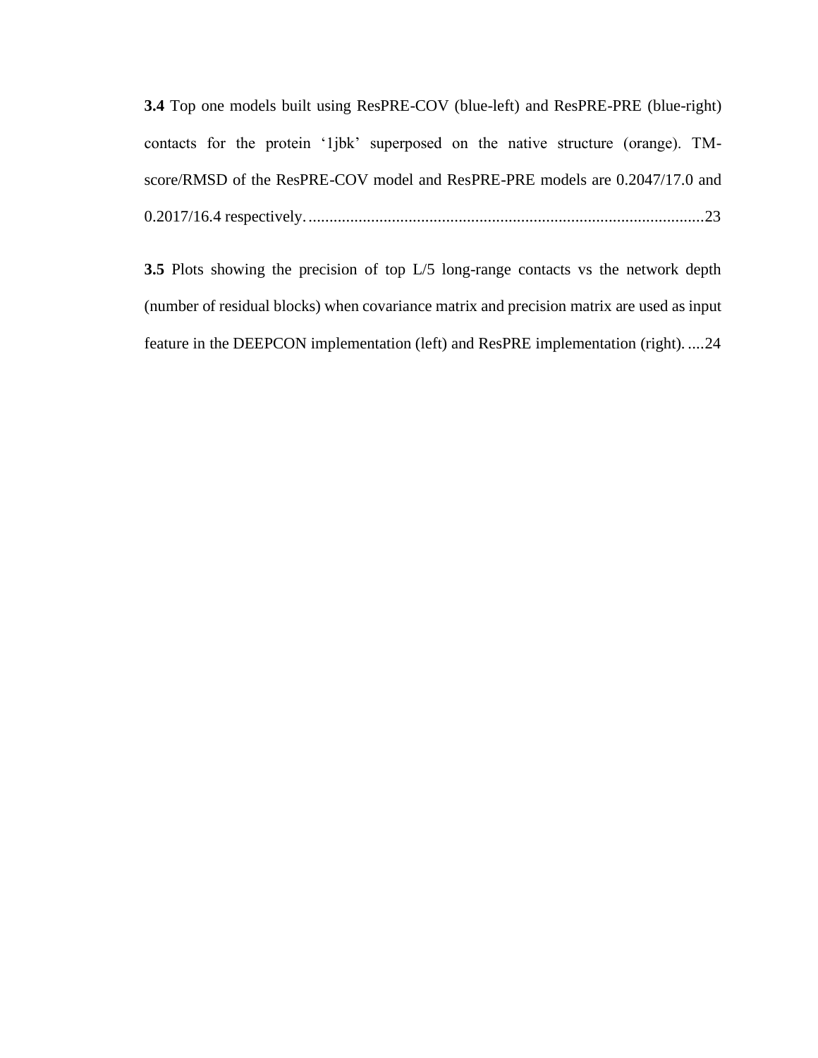**3.4** Top one models built using ResPRE-COV (blue-left) and ResPRE-PRE (blue-right) contacts for the protein '1jbk' superposed on the native structure (orange). TM-score/RMSD of the ResPRE-COV model and ResPRE-PRE models are 0.2047/17.0 and 0.2017/16.4 respectively. ...............................................................................................23

**3.5** Plots showing the precision of top L/5 long-range contacts vs the network depth (number of residual blocks) when covariance matrix and precision matrix are used as input feature in the DEEPCON implementation (left) and ResPRE implementation (right). ....24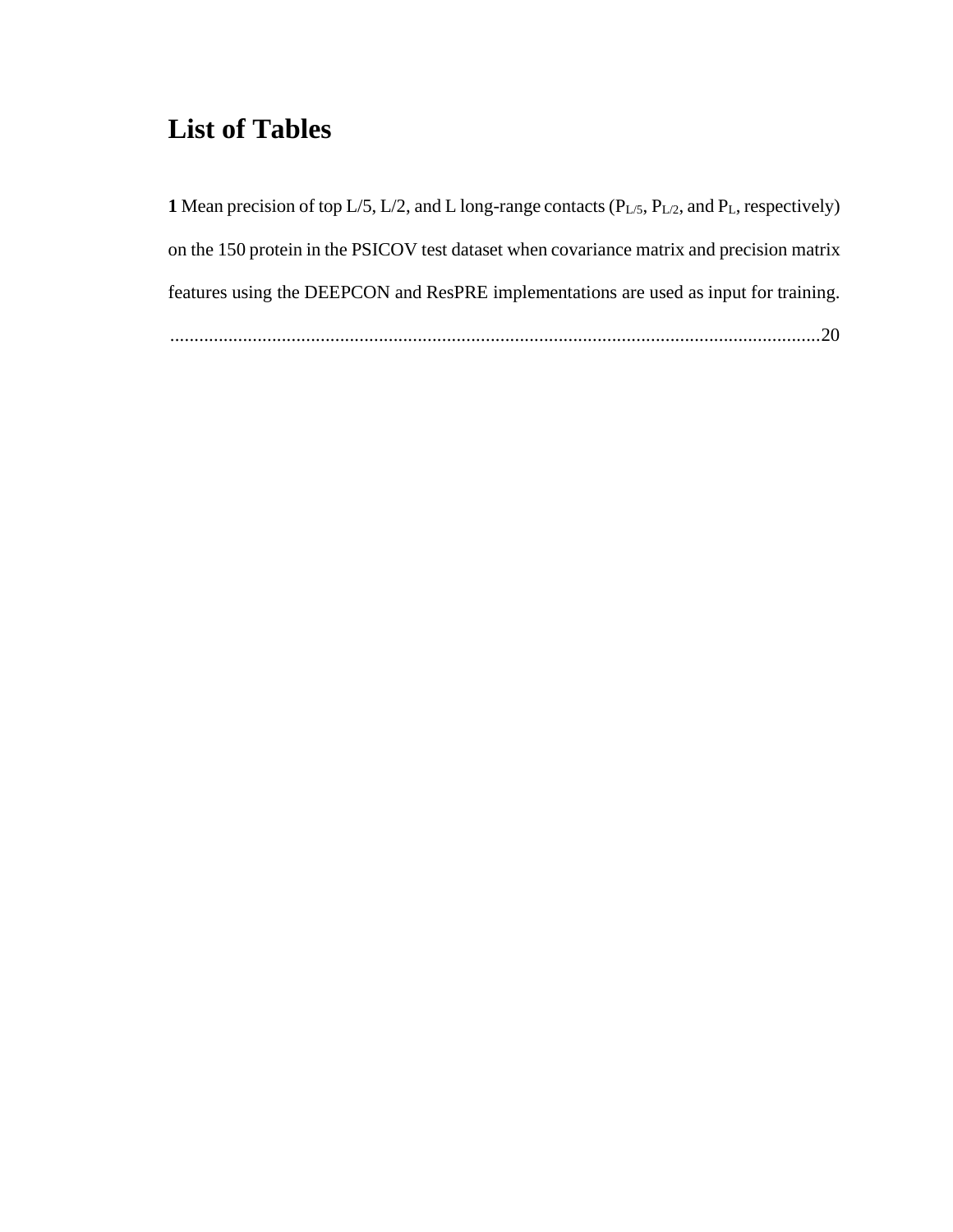# List of Tables

**1** Mean precision of top L/5, L/2, and L long-range contacts ($P_{L/5}$, $P_{L/2}$, and $P_L$, respectively) on the 150 protein in the PSICOV test dataset when covariance matrix and precision matrix features using the DEEPCON and ResPRE implementations are used as input for training. ........................................................................................................................20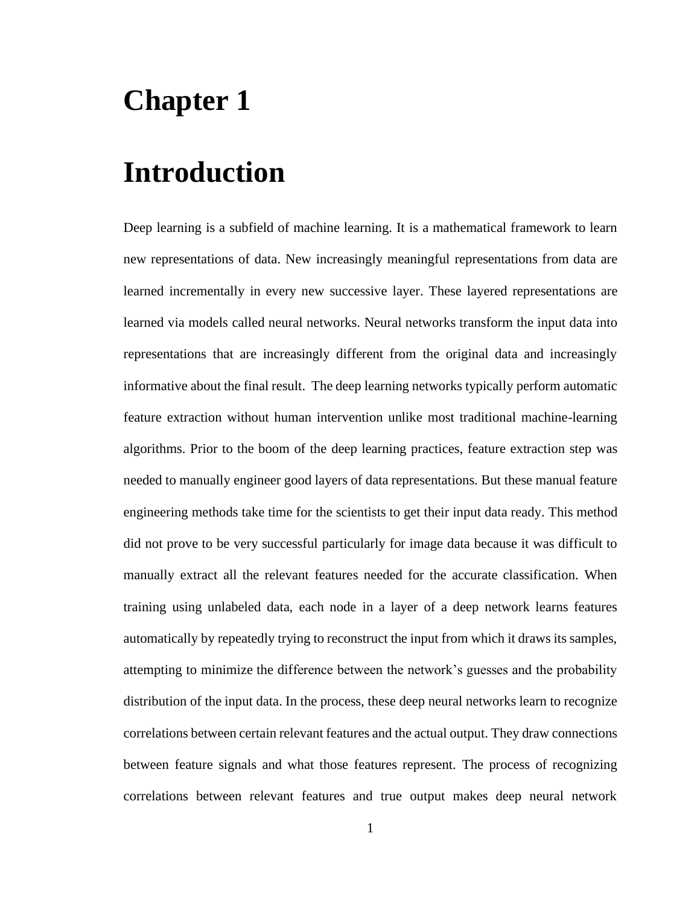# Chapter 1

# Introduction

Deep learning is a subfield of machine learning. It is a mathematical framework to learn new representations of data. New increasingly meaningful representations from data are learned incrementally in every new successive layer. These layered representations are learned via models called neural networks. Neural networks transform the input data into representations that are increasingly different from the original data and increasingly informative about the final result. The deep learning networks typically perform automatic feature extraction without human intervention unlike most traditional machine-learning algorithms. Prior to the boom of the deep learning practices, feature extraction step was needed to manually engineer good layers of data representations. But these manual feature engineering methods take time for the scientists to get their input data ready. This method did not prove to be very successful particularly for image data because it was difficult to manually extract all the relevant features needed for the accurate classification. When training using unlabeled data, each node in a layer of a deep network learns features automatically by repeatedly trying to reconstruct the input from which it draws its samples, attempting to minimize the difference between the network's guesses and the probability distribution of the input data. In the process, these deep neural networks learn to recognize correlations between certain relevant features and the actual output. They draw connections between feature signals and what those features represent. The process of recognizing correlations between relevant features and true output makes deep neural network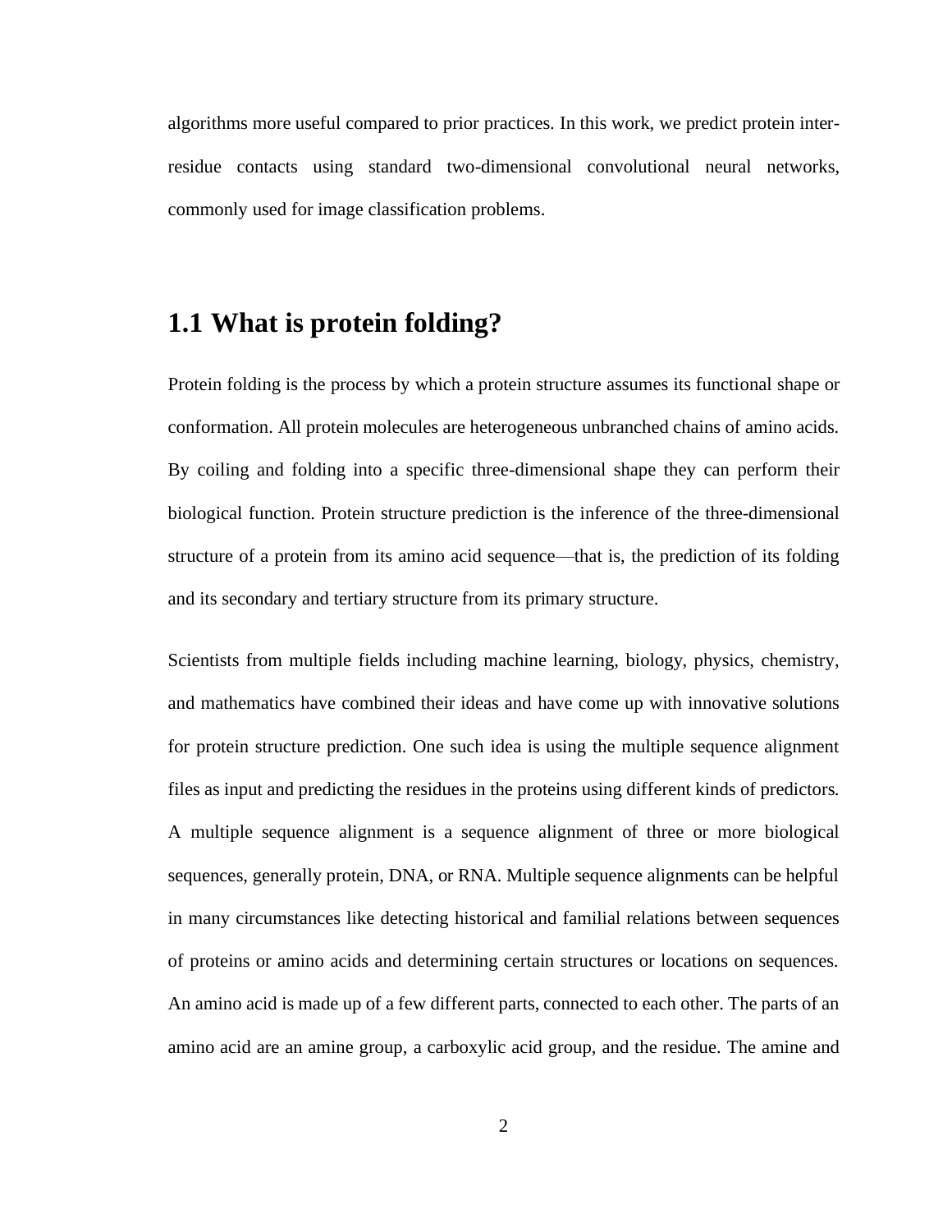algorithms more useful compared to prior practices. In this work, we predict protein inter-residue contacts using standard two-dimensional convolutional neural networks, commonly used for image classification problems.

## 1.1 What is protein folding?

Protein folding is the process by which a protein structure assumes its functional shape or conformation. All protein molecules are heterogeneous unbranched chains of amino acids. By coiling and folding into a specific three-dimensional shape they can perform their biological function. Protein structure prediction is the inference of the three-dimensional structure of a protein from its amino acid sequence—that is, the prediction of its folding and its secondary and tertiary structure from its primary structure.

Scientists from multiple fields including machine learning, biology, physics, chemistry, and mathematics have combined their ideas and have come up with innovative solutions for protein structure prediction. One such idea is using the multiple sequence alignment files as input and predicting the residues in the proteins using different kinds of predictors. A multiple sequence alignment is a sequence alignment of three or more biological sequences, generally protein, DNA, or RNA. Multiple sequence alignments can be helpful in many circumstances like detecting historical and familial relations between sequences of proteins or amino acids and determining certain structures or locations on sequences. An amino acid is made up of a few different parts, connected to each other. The parts of an amino acid are an amine group, a carboxylic acid group, and the residue. The amine and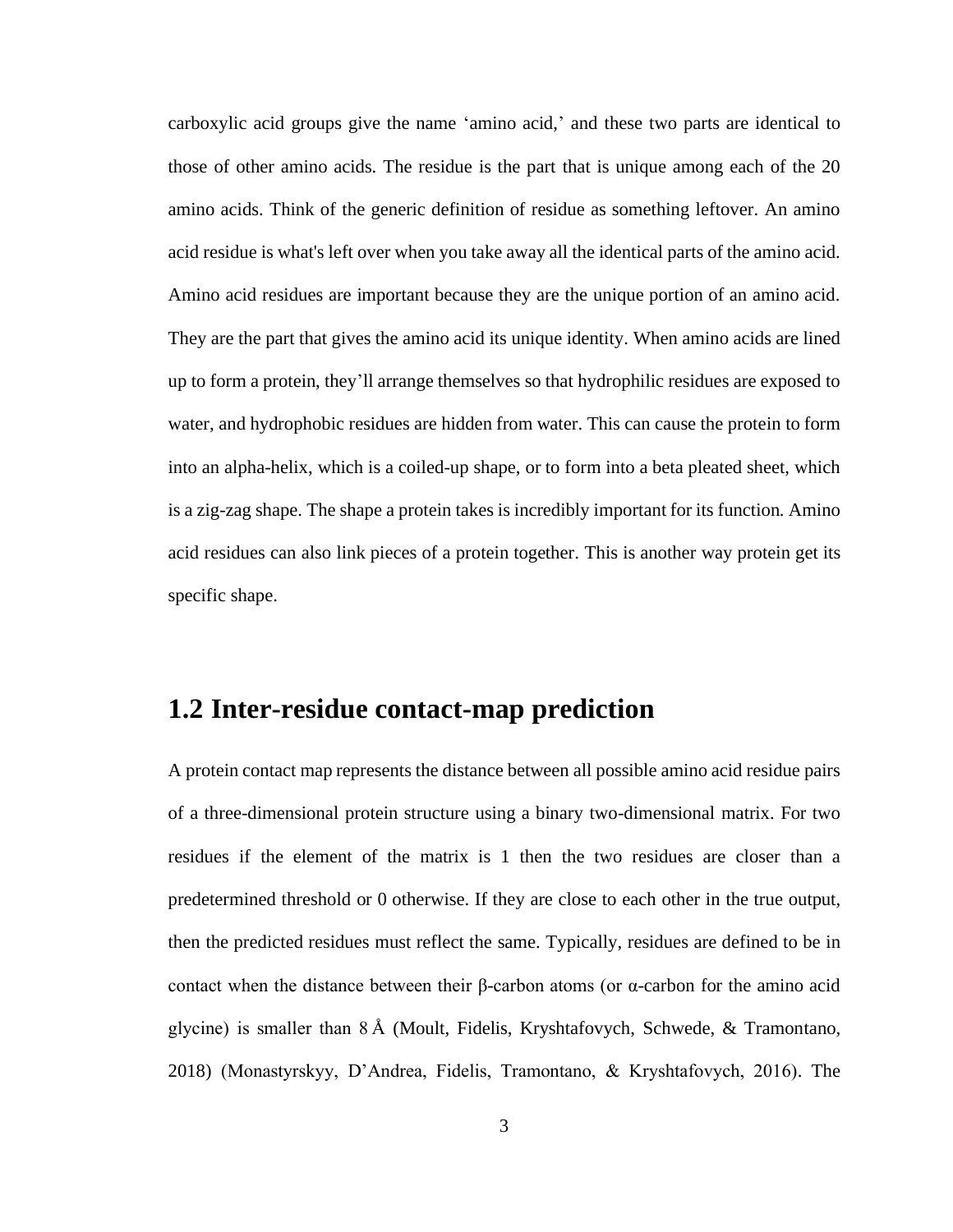carboxylic acid groups give the name ‘amino acid,’ and these two parts are identical to those of other amino acids. The residue is the part that is unique among each of the 20 amino acids. Think of the generic definition of residue as something leftover. An amino acid residue is what's left over when you take away all the identical parts of the amino acid. Amino acid residues are important because they are the unique portion of an amino acid. They are the part that gives the amino acid its unique identity. When amino acids are lined up to form a protein, they’ll arrange themselves so that hydrophilic residues are exposed to water, and hydrophobic residues are hidden from water. This can cause the protein to form into an alpha-helix, which is a coiled-up shape, or to form into a beta pleated sheet, which is a zig-zag shape. The shape a protein takes is incredibly important for its function. Amino acid residues can also link pieces of a protein together. This is another way protein get its specific shape.

## 1.2 Inter-residue contact-map prediction

A protein contact map represents the distance between all possible amino acid residue pairs of a three-dimensional protein structure using a binary two-dimensional matrix. For two residues if the element of the matrix is 1 then the two residues are closer than a predetermined threshold or 0 otherwise. If they are close to each other in the true output, then the predicted residues must reflect the same. Typically, residues are defined to be in contact when the distance between their β-carbon atoms (or α-carbon for the amino acid glycine) is smaller than 8 Å (Moult, Fidelis, Kryshtafovych, Schwede, & Tramontano, 2018) (Monastyrskyy, D’Andrea, Fidelis, Tramontano, & Kryshtafovych, 2016). The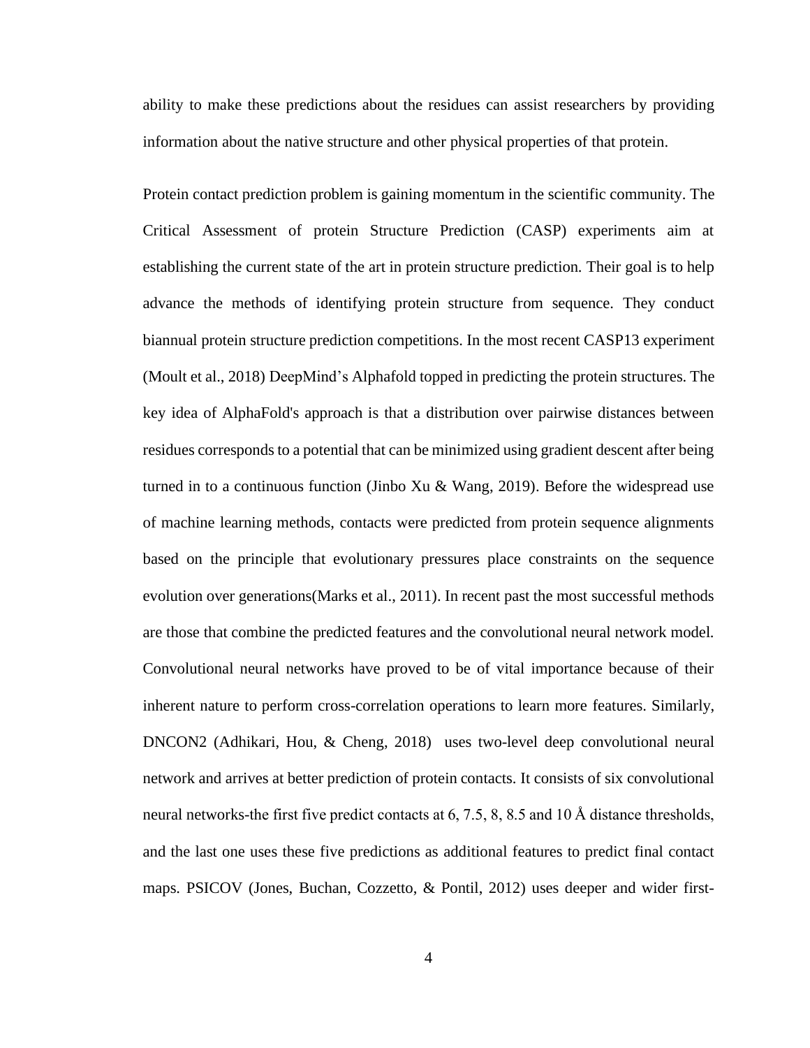ability to make these predictions about the residues can assist researchers by providing information about the native structure and other physical properties of that protein.

Protein contact prediction problem is gaining momentum in the scientific community. The Critical Assessment of protein Structure Prediction (CASP) experiments aim at establishing the current state of the art in protein structure prediction. Their goal is to help advance the methods of identifying protein structure from sequence. They conduct biannual protein structure prediction competitions. In the most recent CASP13 experiment (Moult et al., 2018) DeepMind's Alphafold topped in predicting the protein structures. The key idea of AlphaFold's approach is that a distribution over pairwise distances between residues corresponds to a potential that can be minimized using gradient descent after being turned in to a continuous function (Jinbo Xu & Wang, 2019). Before the widespread use of machine learning methods, contacts were predicted from protein sequence alignments based on the principle that evolutionary pressures place constraints on the sequence evolution over generations(Marks et al., 2011). In recent past the most successful methods are those that combine the predicted features and the convolutional neural network model. Convolutional neural networks have proved to be of vital importance because of their inherent nature to perform cross-correlation operations to learn more features. Similarly, DNCON2 (Adhikari, Hou, & Cheng, 2018) uses two-level deep convolutional neural network and arrives at better prediction of protein contacts. It consists of six convolutional neural networks-the first five predict contacts at 6, 7.5, 8, 8.5 and 10 Å distance thresholds, and the last one uses these five predictions as additional features to predict final contact maps. PSICOV (Jones, Buchan, Cozzetto, & Pontil, 2012) uses deeper and wider first-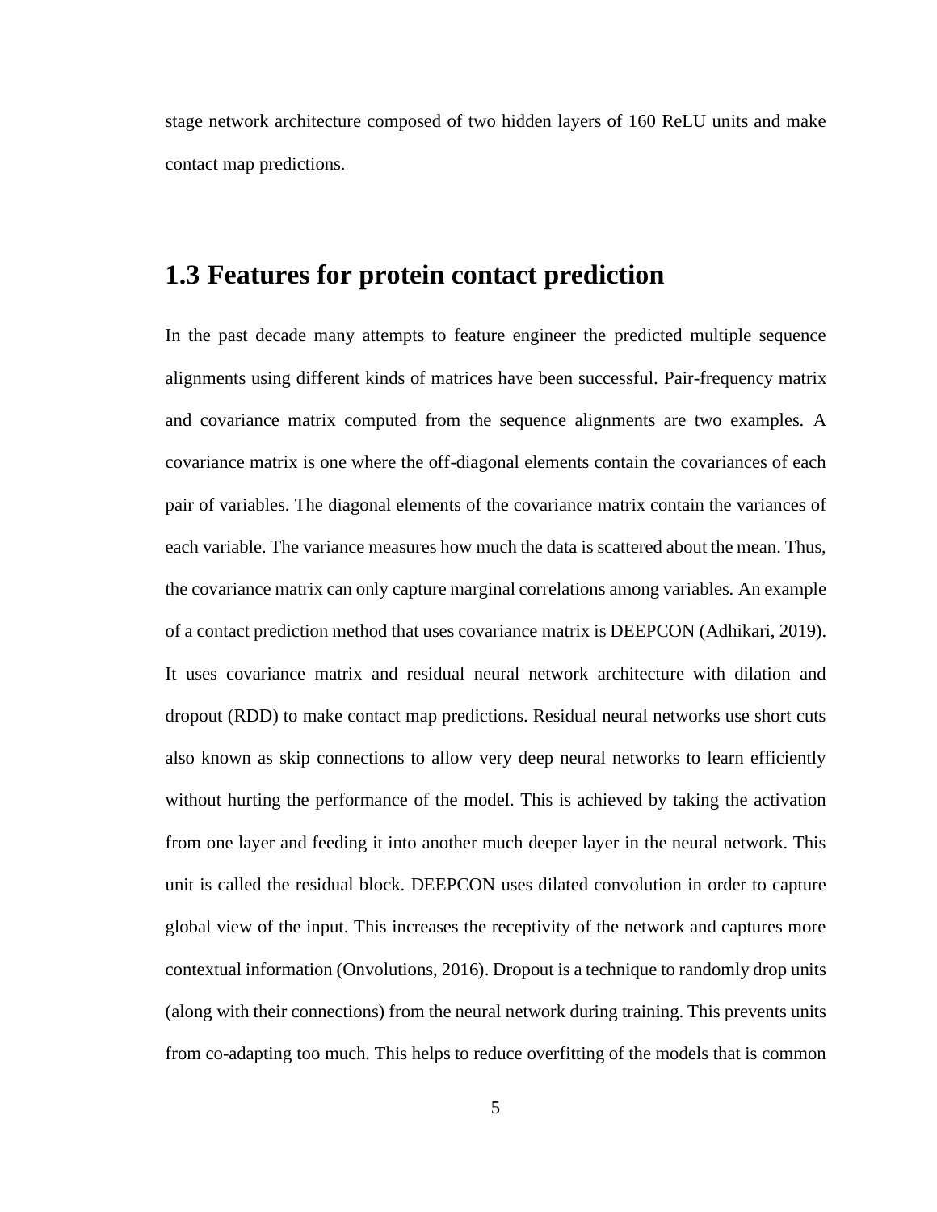stage network architecture composed of two hidden layers of 160 ReLU units and make contact map predictions.

## 1.3 Features for protein contact prediction

In the past decade many attempts to feature engineer the predicted multiple sequence alignments using different kinds of matrices have been successful. Pair-frequency matrix and covariance matrix computed from the sequence alignments are two examples. A covariance matrix is one where the off-diagonal elements contain the covariances of each pair of variables. The diagonal elements of the covariance matrix contain the variances of each variable. The variance measures how much the data is scattered about the mean. Thus, the covariance matrix can only capture marginal correlations among variables. An example of a contact prediction method that uses covariance matrix is DEEPCON (Adhikari, 2019). It uses covariance matrix and residual neural network architecture with dilation and dropout (RDD) to make contact map predictions. Residual neural networks use short cuts also known as skip connections to allow very deep neural networks to learn efficiently without hurting the performance of the model. This is achieved by taking the activation from one layer and feeding it into another much deeper layer in the neural network. This unit is called the residual block. DEEPCON uses dilated convolution in order to capture global view of the input. This increases the receptivity of the network and captures more contextual information (Onvolutions, 2016). Dropout is a technique to randomly drop units (along with their connections) from the neural network during training. This prevents units from co-adapting too much. This helps to reduce overfitting of the models that is common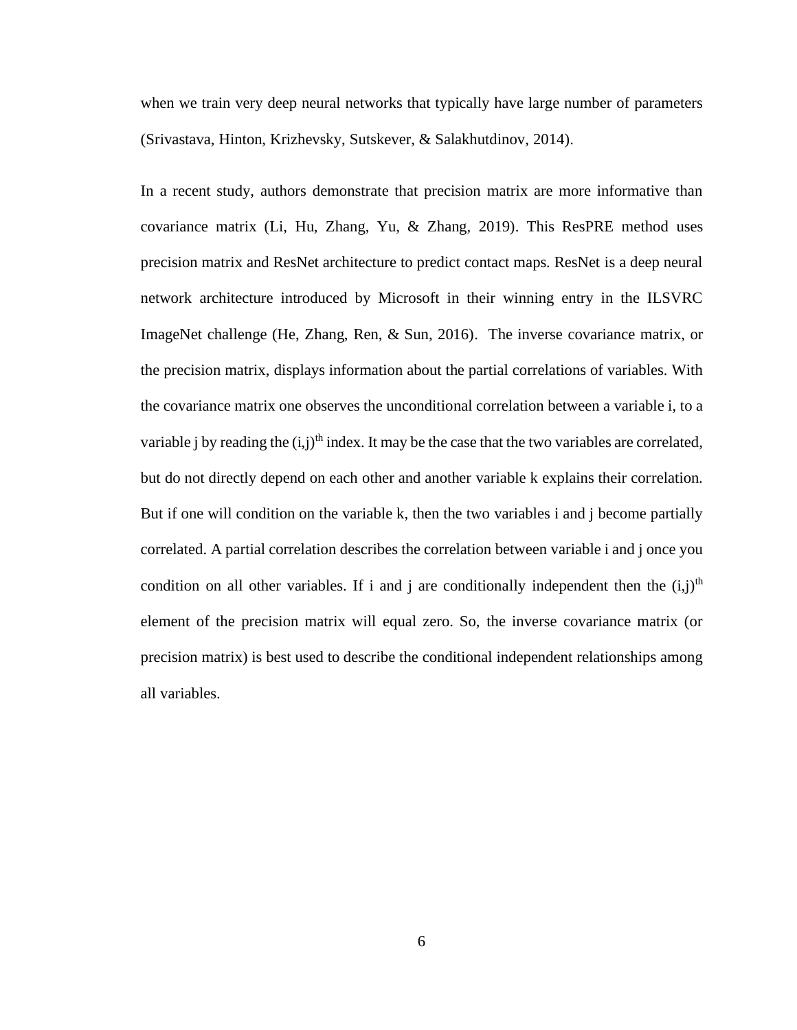when we train very deep neural networks that typically have large number of parameters (Srivastava, Hinton, Krizhevsky, Sutskever, & Salakhutdinov, 2014).

In a recent study, authors demonstrate that precision matrix are more informative than covariance matrix (Li, Hu, Zhang, Yu, & Zhang, 2019). This ResPRE method uses precision matrix and ResNet architecture to predict contact maps. ResNet is a deep neural network architecture introduced by Microsoft in their winning entry in the ILSVRC ImageNet challenge (He, Zhang, Ren, & Sun, 2016). The inverse covariance matrix, or the precision matrix, displays information about the partial correlations of variables. With the covariance matrix one observes the unconditional correlation between a variable i, to a variable j by reading the $(i,j)^{th}$ index. It may be the case that the two variables are correlated, but do not directly depend on each other and another variable k explains their correlation. But if one will condition on the variable k, then the two variables i and j become partially correlated. A partial correlation describes the correlation between variable i and j once you condition on all other variables. If i and j are conditionally independent then the $(i,j)^{th}$ element of the precision matrix will equal zero. So, the inverse covariance matrix (or precision matrix) is best used to describe the conditional independent relationships among all variables.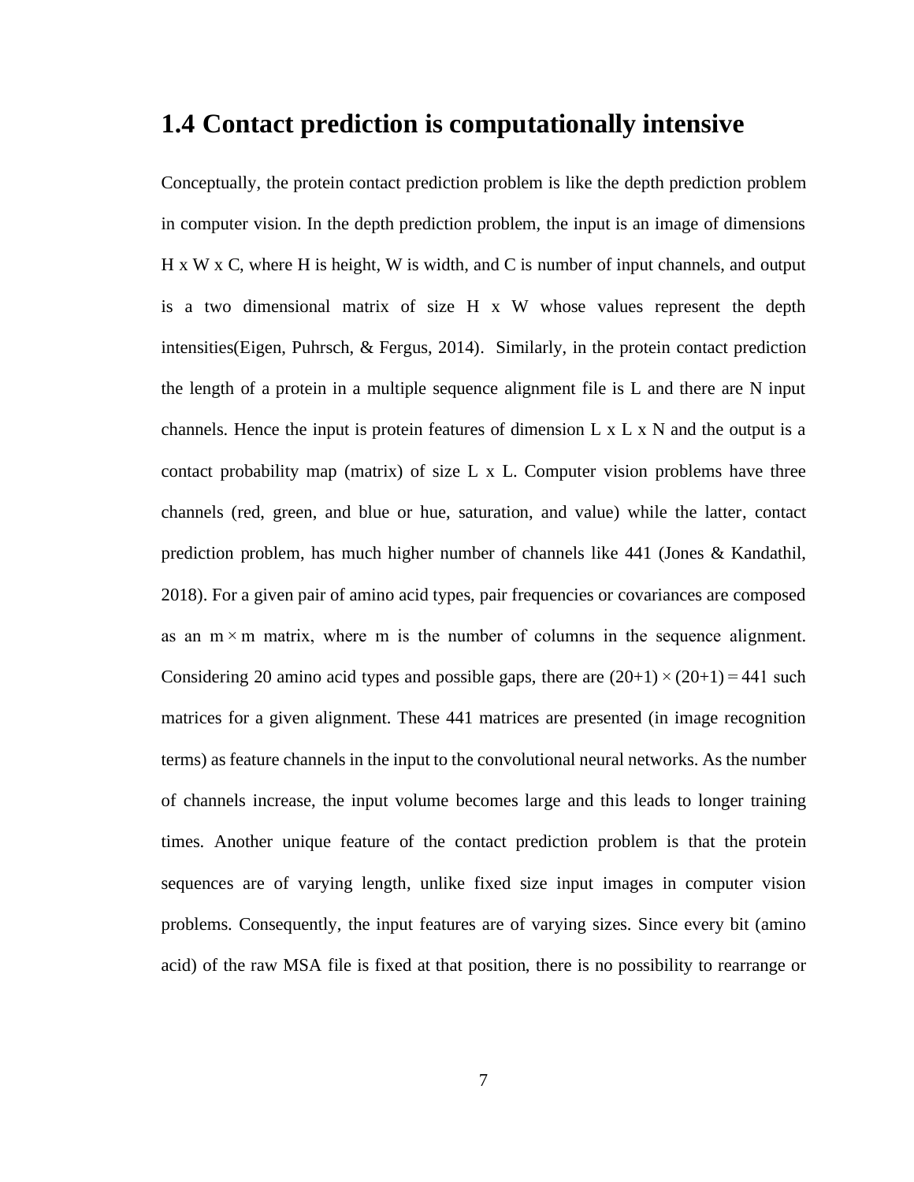## 1.4 Contact prediction is computationally intensive

Conceptually, the protein contact prediction problem is like the depth prediction problem in computer vision. In the depth prediction problem, the input is an image of dimensions H x W x C, where H is height, W is width, and C is number of input channels, and output is a two dimensional matrix of size H x W whose values represent the depth intensities(Eigen, Puhrsch, & Fergus, 2014). Similarly, in the protein contact prediction the length of a protein in a multiple sequence alignment file is L and there are N input channels. Hence the input is protein features of dimension L x L x N and the output is a contact probability map (matrix) of size L x L. Computer vision problems have three channels (red, green, and blue or hue, saturation, and value) while the latter, contact prediction problem, has much higher number of channels like 441 (Jones & Kandathil, 2018). For a given pair of amino acid types, pair frequencies or covariances are composed as an $m \times m$ matrix, where m is the number of columns in the sequence alignment. Considering 20 amino acid types and possible gaps, there are $(20+1) \times (20+1) = 441$ such matrices for a given alignment. These 441 matrices are presented (in image recognition terms) as feature channels in the input to the convolutional neural networks. As the number of channels increase, the input volume becomes large and this leads to longer training times. Another unique feature of the contact prediction problem is that the protein sequences are of varying length, unlike fixed size input images in computer vision problems. Consequently, the input features are of varying sizes. Since every bit (amino acid) of the raw MSA file is fixed at that position, there is no possibility to rearrange or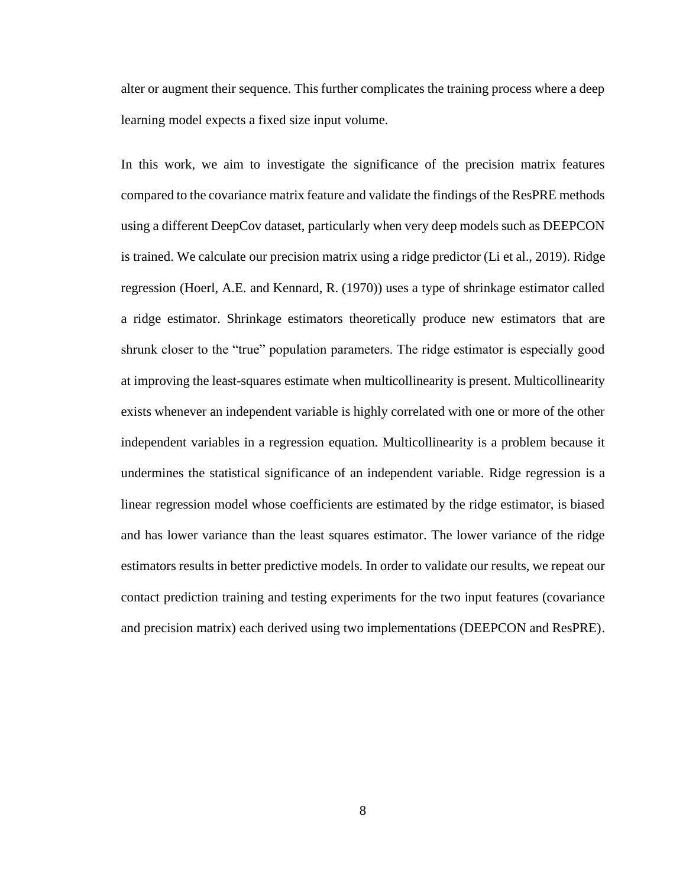alter or augment their sequence. This further complicates the training process where a deep learning model expects a fixed size input volume.

In this work, we aim to investigate the significance of the precision matrix features compared to the covariance matrix feature and validate the findings of the ResPRE methods using a different DeepCov dataset, particularly when very deep models such as DEEPCON is trained. We calculate our precision matrix using a ridge predictor (Li et al., 2019). Ridge regression (Hoerl, A.E. and Kennard, R. (1970)) uses a type of shrinkage estimator called a ridge estimator. Shrinkage estimators theoretically produce new estimators that are shrunk closer to the "true" population parameters. The ridge estimator is especially good at improving the least-squares estimate when multicollinearity is present. Multicollinearity exists whenever an independent variable is highly correlated with one or more of the other independent variables in a regression equation. Multicollinearity is a problem because it undermines the statistical significance of an independent variable. Ridge regression is a linear regression model whose coefficients are estimated by the ridge estimator, is biased and has lower variance than the least squares estimator. The lower variance of the ridge estimators results in better predictive models. In order to validate our results, we repeat our contact prediction training and testing experiments for the two input features (covariance and precision matrix) each derived using two implementations (DEEPCON and ResPRE).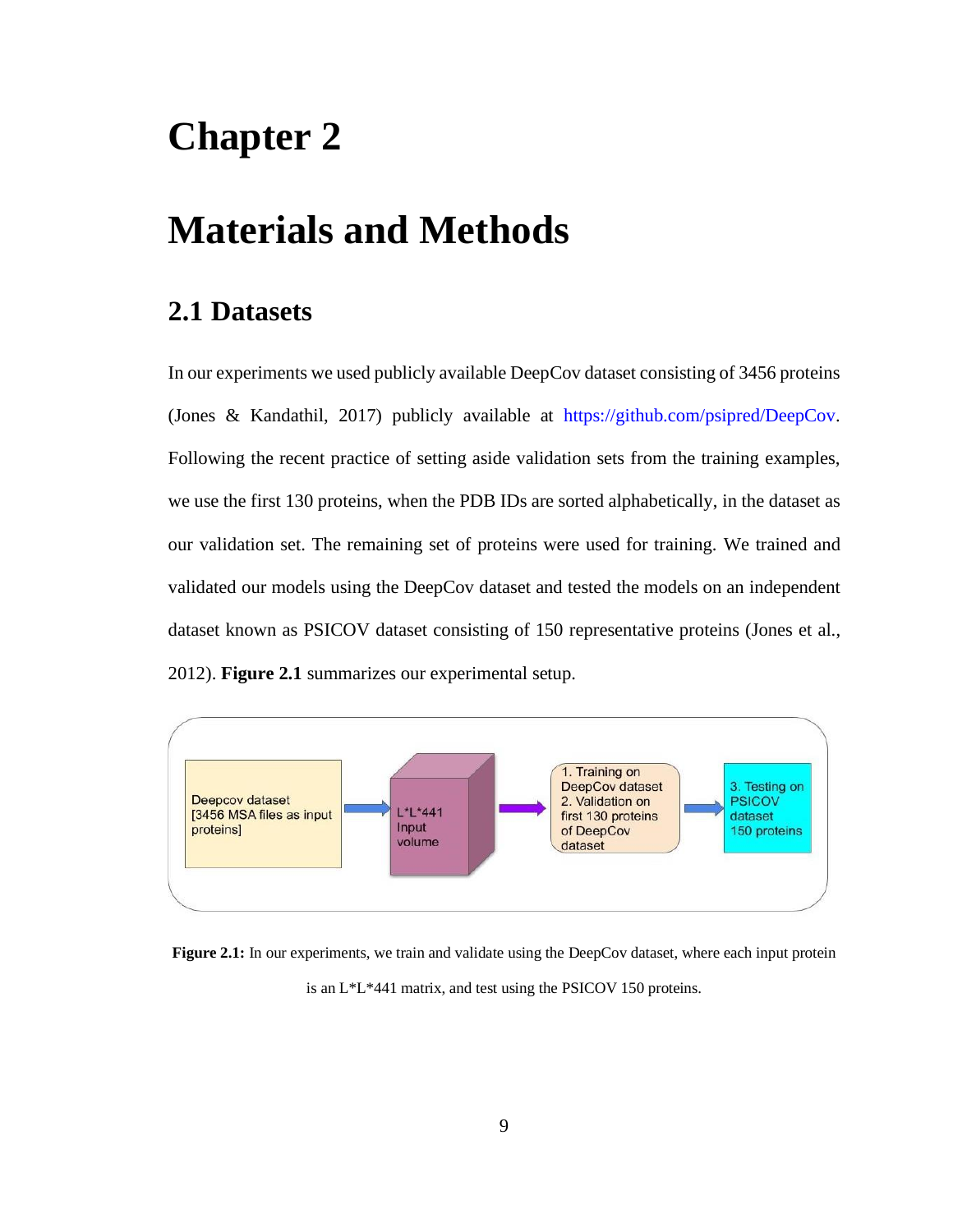# Chapter 2

# Materials and Methods

## 2.1 Datasets

In our experiments we used publicly available DeepCov dataset consisting of 3456 proteins (Jones & Kandathil, 2017) publicly available at https://github.com/psipred/DeepCov. Following the recent practice of setting aside validation sets from the training examples, we use the first 130 proteins, when the PDB IDs are sorted alphabetically, in the dataset as our validation set. The remaining set of proteins were used for training. We trained and validated our models using the DeepCov dataset and tested the models on an independent dataset known as PSICOV dataset consisting of 150 representative proteins (Jones et al., 2012). **Figure 2.1** summarizes our experimental setup.

Deepcov dataset [3456 MSA files as input proteins]

L*L*441 Input volume

1. Training on DeepCov dataset
2. Validation on first 130 proteins of DeepCov dataset

3. Testing on PSICOV dataset 150 proteins

**Figure 2.1:** In our experiments, we train and validate using the DeepCov dataset, where each input protein is an L*L*441 matrix, and test using the PSICOV 150 proteins.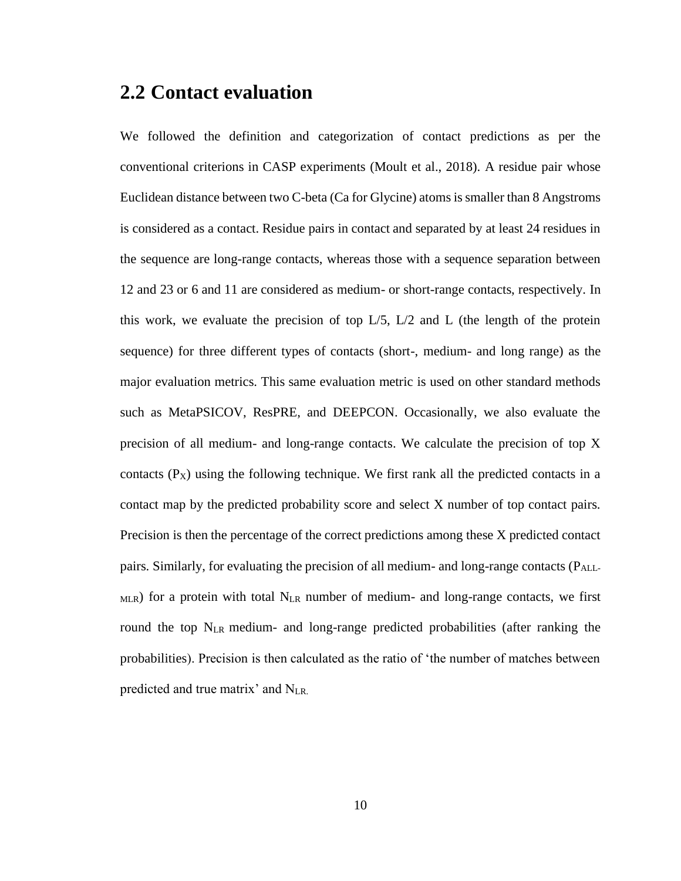## 2.2 Contact evaluation

We followed the definition and categorization of contact predictions as per the conventional criterions in CASP experiments (Moult et al., 2018). A residue pair whose Euclidean distance between two C-beta (Ca for Glycine) atoms is smaller than 8 Angstroms is considered as a contact. Residue pairs in contact and separated by at least 24 residues in the sequence are long-range contacts, whereas those with a sequence separation between 12 and 23 or 6 and 11 are considered as medium- or short-range contacts, respectively. In this work, we evaluate the precision of top L/5, L/2 and L (the length of the protein sequence) for three different types of contacts (short-, medium- and long range) as the major evaluation metrics. This same evaluation metric is used on other standard methods such as MetaPSICOV, ResPRE, and DEEPCON. Occasionally, we also evaluate the precision of all medium- and long-range contacts. We calculate the precision of top X contacts ($P_X$) using the following technique. We first rank all the predicted contacts in a contact map by the predicted probability score and select X number of top contact pairs. Precision is then the percentage of the correct predictions among these X predicted contact pairs. Similarly, for evaluating the precision of all medium- and long-range contacts ($P_{ALL\text{-}MLR}$) for a protein with total $N_{LR}$ number of medium- and long-range contacts, we first round the top $N_{LR}$ medium- and long-range predicted probabilities (after ranking the probabilities). Precision is then calculated as the ratio of 'the number of matches between predicted and true matrix' and $N_{LR.}$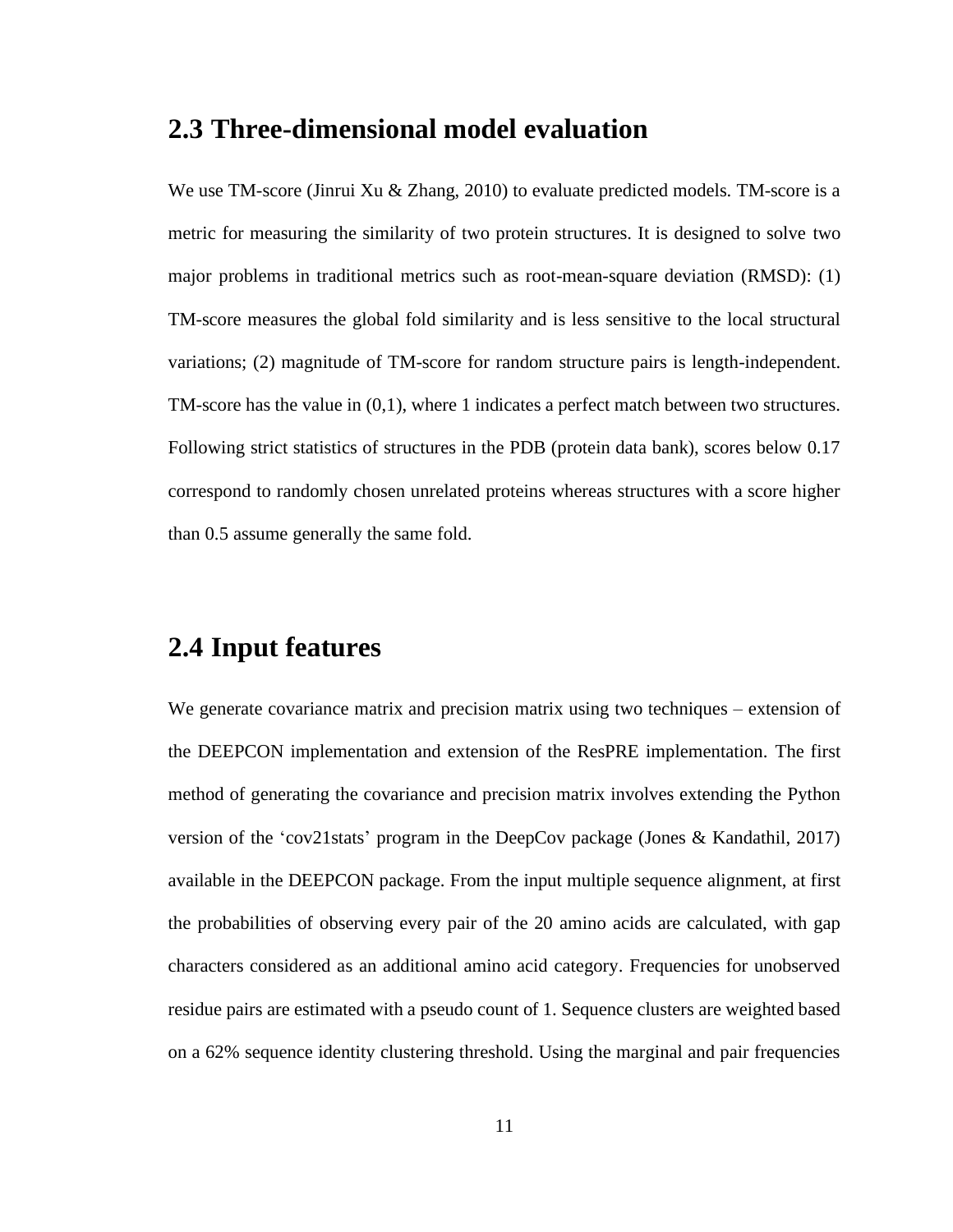## 2.3 Three-dimensional model evaluation

We use TM-score (Jinrui Xu & Zhang, 2010) to evaluate predicted models. TM-score is a metric for measuring the similarity of two protein structures. It is designed to solve two major problems in traditional metrics such as root-mean-square deviation (RMSD): (1) TM-score measures the global fold similarity and is less sensitive to the local structural variations; (2) magnitude of TM-score for random structure pairs is length-independent. TM-score has the value in (0,1), where 1 indicates a perfect match between two structures. Following strict statistics of structures in the PDB (protein data bank), scores below 0.17 correspond to randomly chosen unrelated proteins whereas structures with a score higher than 0.5 assume generally the same fold.

## 2.4 Input features

We generate covariance matrix and precision matrix using two techniques – extension of the DEEPCON implementation and extension of the ResPRE implementation. The first method of generating the covariance and precision matrix involves extending the Python version of the 'cov21stats' program in the DeepCov package (Jones & Kandathil, 2017) available in the DEEPCON package. From the input multiple sequence alignment, at first the probabilities of observing every pair of the 20 amino acids are calculated, with gap characters considered as an additional amino acid category. Frequencies for unobserved residue pairs are estimated with a pseudo count of 1. Sequence clusters are weighted based on a 62% sequence identity clustering threshold. Using the marginal and pair frequencies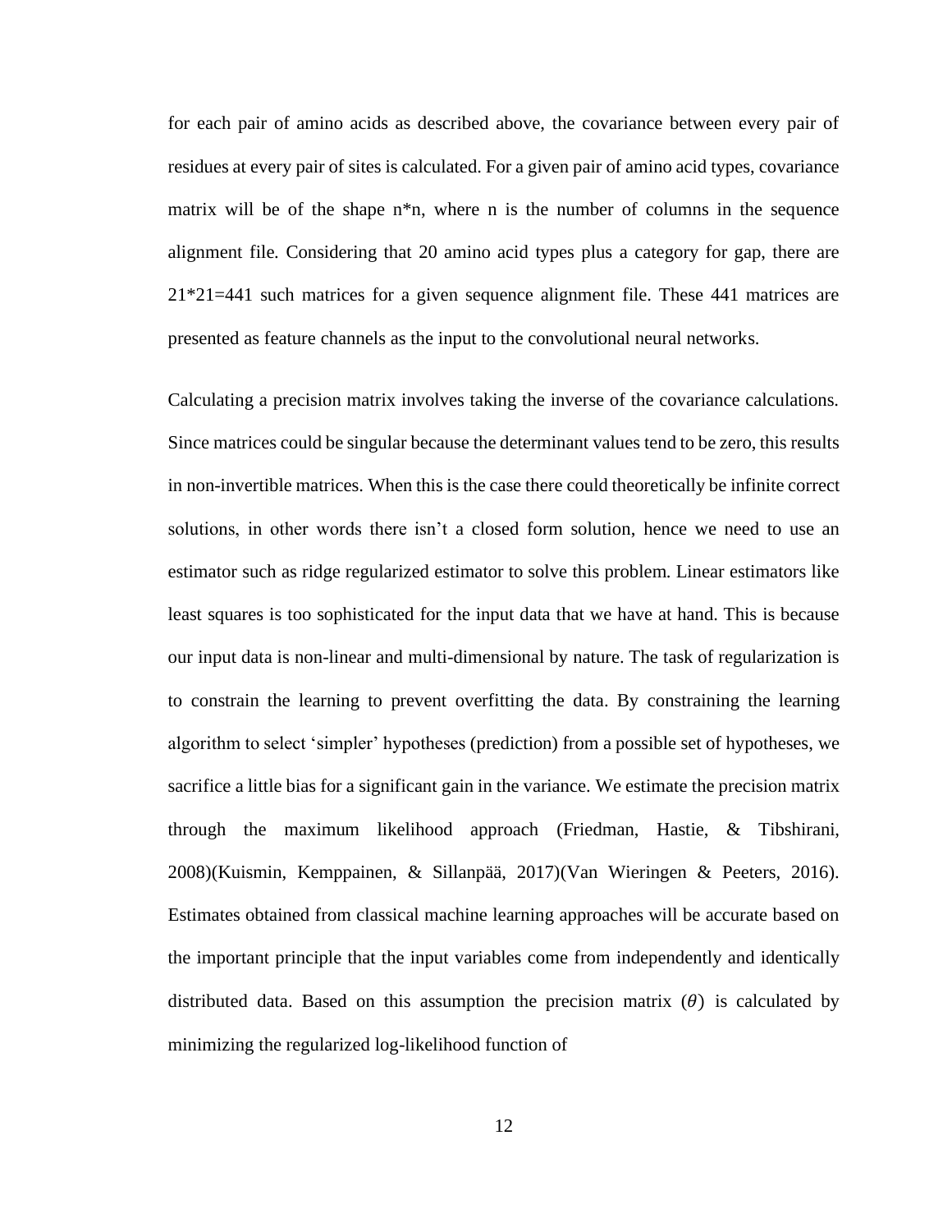for each pair of amino acids as described above, the covariance between every pair of residues at every pair of sites is calculated. For a given pair of amino acid types, covariance matrix will be of the shape n*n, where n is the number of columns in the sequence alignment file. Considering that 20 amino acid types plus a category for gap, there are 21*21=441 such matrices for a given sequence alignment file. These 441 matrices are presented as feature channels as the input to the convolutional neural networks.

Calculating a precision matrix involves taking the inverse of the covariance calculations. Since matrices could be singular because the determinant values tend to be zero, this results in non-invertible matrices. When this is the case there could theoretically be infinite correct solutions, in other words there isn't a closed form solution, hence we need to use an estimator such as ridge regularized estimator to solve this problem. Linear estimators like least squares is too sophisticated for the input data that we have at hand. This is because our input data is non-linear and multi-dimensional by nature. The task of regularization is to constrain the learning to prevent overfitting the data. By constraining the learning algorithm to select 'simpler' hypotheses (prediction) from a possible set of hypotheses, we sacrifice a little bias for a significant gain in the variance. We estimate the precision matrix through the maximum likelihood approach (Friedman, Hastie, & Tibshirani, 2008)(Kuismin, Kemppainen, & Sillanpää, 2017)(Van Wieringen & Peeters, 2016). Estimates obtained from classical machine learning approaches will be accurate based on the important principle that the input variables come from independently and identically distributed data. Based on this assumption the precision matrix ($\theta$) is calculated by minimizing the regularized log-likelihood function of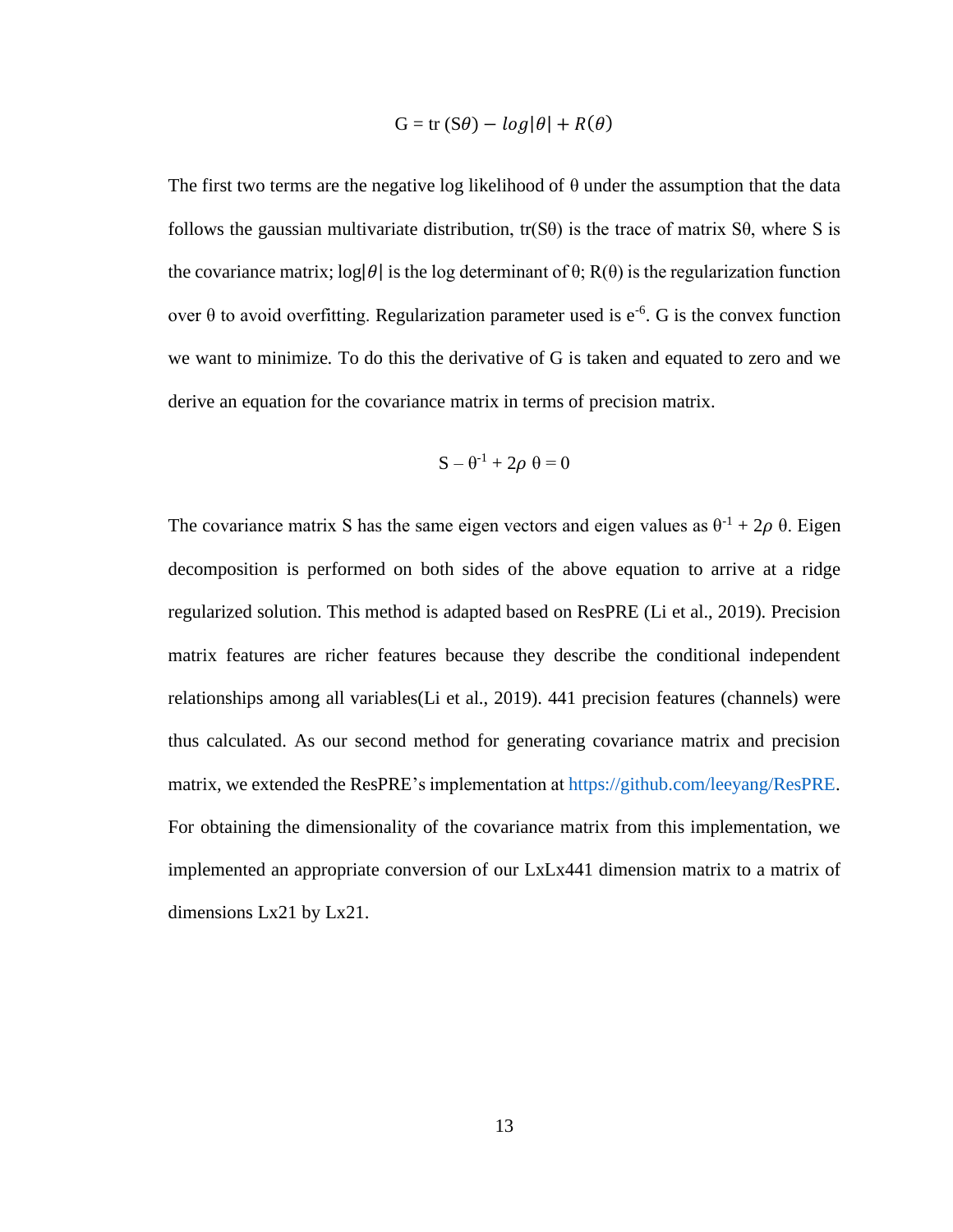$$G = \text{tr}(S\theta) - log|\theta| + R(\theta)$$

The first two terms are the negative log likelihood of θ under the assumption that the data follows the gaussian multivariate distribution, tr(Sθ) is the trace of matrix Sθ, where S is the covariance matrix; $\log|\theta|$ is the log determinant of θ; R(θ) is the regularization function over θ to avoid overfitting. Regularization parameter used is $e^{-6}$. G is the convex function we want to minimize. To do this the derivative of G is taken and equated to zero and we derive an equation for the covariance matrix in terms of precision matrix.

$$S - \theta^{-1} + 2\rho\ \theta = 0$$

The covariance matrix S has the same eigen vectors and eigen values as $\theta^{-1} + 2\rho\ \theta$. Eigen decomposition is performed on both sides of the above equation to arrive at a ridge regularized solution. This method is adapted based on ResPRE (Li et al., 2019). Precision matrix features are richer features because they describe the conditional independent relationships among all variables(Li et al., 2019). 441 precision features (channels) were thus calculated. As our second method for generating covariance matrix and precision matrix, we extended the ResPRE's implementation at https://github.com/leeyang/ResPRE. For obtaining the dimensionality of the covariance matrix from this implementation, we implemented an appropriate conversion of our LxLx441 dimension matrix to a matrix of dimensions Lx21 by Lx21.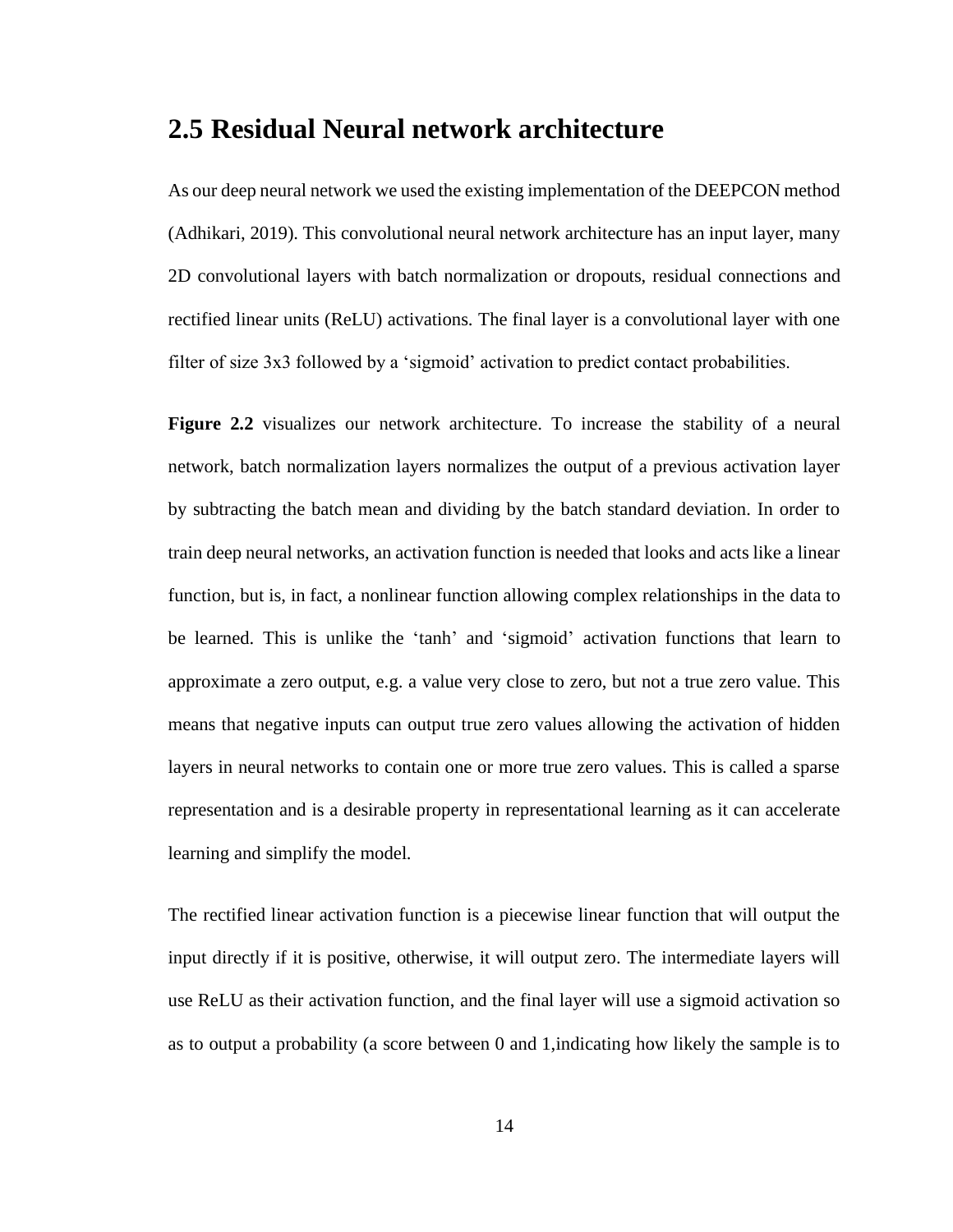## 2.5 Residual Neural network architecture

As our deep neural network we used the existing implementation of the DEEPCON method (Adhikari, 2019). This convolutional neural network architecture has an input layer, many 2D convolutional layers with batch normalization or dropouts, residual connections and rectified linear units (ReLU) activations. The final layer is a convolutional layer with one filter of size 3x3 followed by a 'sigmoid' activation to predict contact probabilities.

**Figure 2.2** visualizes our network architecture. To increase the stability of a neural network, batch normalization layers normalizes the output of a previous activation layer by subtracting the batch mean and dividing by the batch standard deviation. In order to train deep neural networks, an activation function is needed that looks and acts like a linear function, but is, in fact, a nonlinear function allowing complex relationships in the data to be learned. This is unlike the 'tanh' and 'sigmoid' activation functions that learn to approximate a zero output, e.g. a value very close to zero, but not a true zero value. This means that negative inputs can output true zero values allowing the activation of hidden layers in neural networks to contain one or more true zero values. This is called a sparse representation and is a desirable property in representational learning as it can accelerate learning and simplify the model.

The rectified linear activation function is a piecewise linear function that will output the input directly if it is positive, otherwise, it will output zero. The intermediate layers will use ReLU as their activation function, and the final layer will use a sigmoid activation so as to output a probability (a score between 0 and 1,indicating how likely the sample is to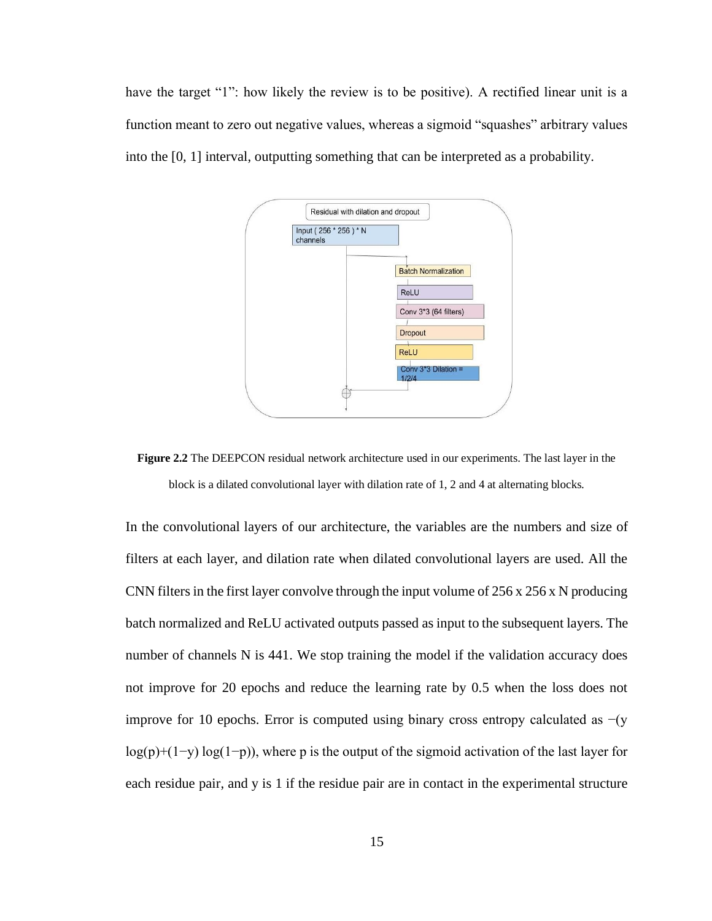have the target "1": how likely the review is to be positive). A rectified linear unit is a function meant to zero out negative values, whereas a sigmoid "squashes" arbitrary values into the [0, 1] interval, outputting something that can be interpreted as a probability.

**Figure 2.2** The DEEPCON residual network architecture used in our experiments. The last layer in the block is a dilated convolutional layer with dilation rate of 1, 2 and 4 at alternating blocks.

In the convolutional layers of our architecture, the variables are the numbers and size of filters at each layer, and dilation rate when dilated convolutional layers are used. All the CNN filters in the first layer convolve through the input volume of 256 x 256 x N producing batch normalized and ReLU activated outputs passed as input to the subsequent layers. The number of channels N is 441. We stop training the model if the validation accuracy does not improve for 20 epochs and reduce the learning rate by 0.5 when the loss does not improve for 10 epochs. Error is computed using binary cross entropy calculated as $-(y \log(p)+(1-y) \log(1-p))$, where p is the output of the sigmoid activation of the last layer for each residue pair, and y is 1 if the residue pair are in contact in the experimental structure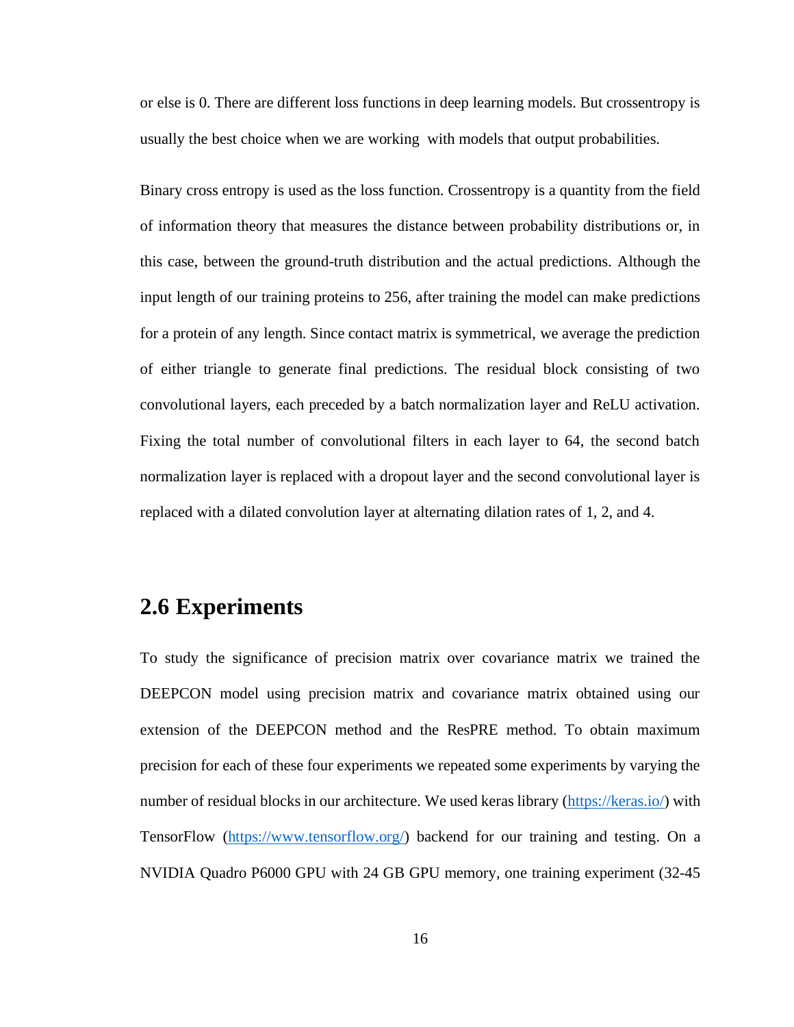or else is 0. There are different loss functions in deep learning models. But crossentropy is usually the best choice when we are working with models that output probabilities.

Binary cross entropy is used as the loss function. Crossentropy is a quantity from the field of information theory that measures the distance between probability distributions or, in this case, between the ground-truth distribution and the actual predictions. Although the input length of our training proteins to 256, after training the model can make predictions for a protein of any length. Since contact matrix is symmetrical, we average the prediction of either triangle to generate final predictions. The residual block consisting of two convolutional layers, each preceded by a batch normalization layer and ReLU activation. Fixing the total number of convolutional filters in each layer to 64, the second batch normalization layer is replaced with a dropout layer and the second convolutional layer is replaced with a dilated convolution layer at alternating dilation rates of 1, 2, and 4.

## 2.6 Experiments

To study the significance of precision matrix over covariance matrix we trained the DEEPCON model using precision matrix and covariance matrix obtained using our extension of the DEEPCON method and the ResPRE method. To obtain maximum precision for each of these four experiments we repeated some experiments by varying the number of residual blocks in our architecture. We used keras library (https://keras.io/) with TensorFlow (https://www.tensorflow.org/) backend for our training and testing. On a NVIDIA Quadro P6000 GPU with 24 GB GPU memory, one training experiment (32-45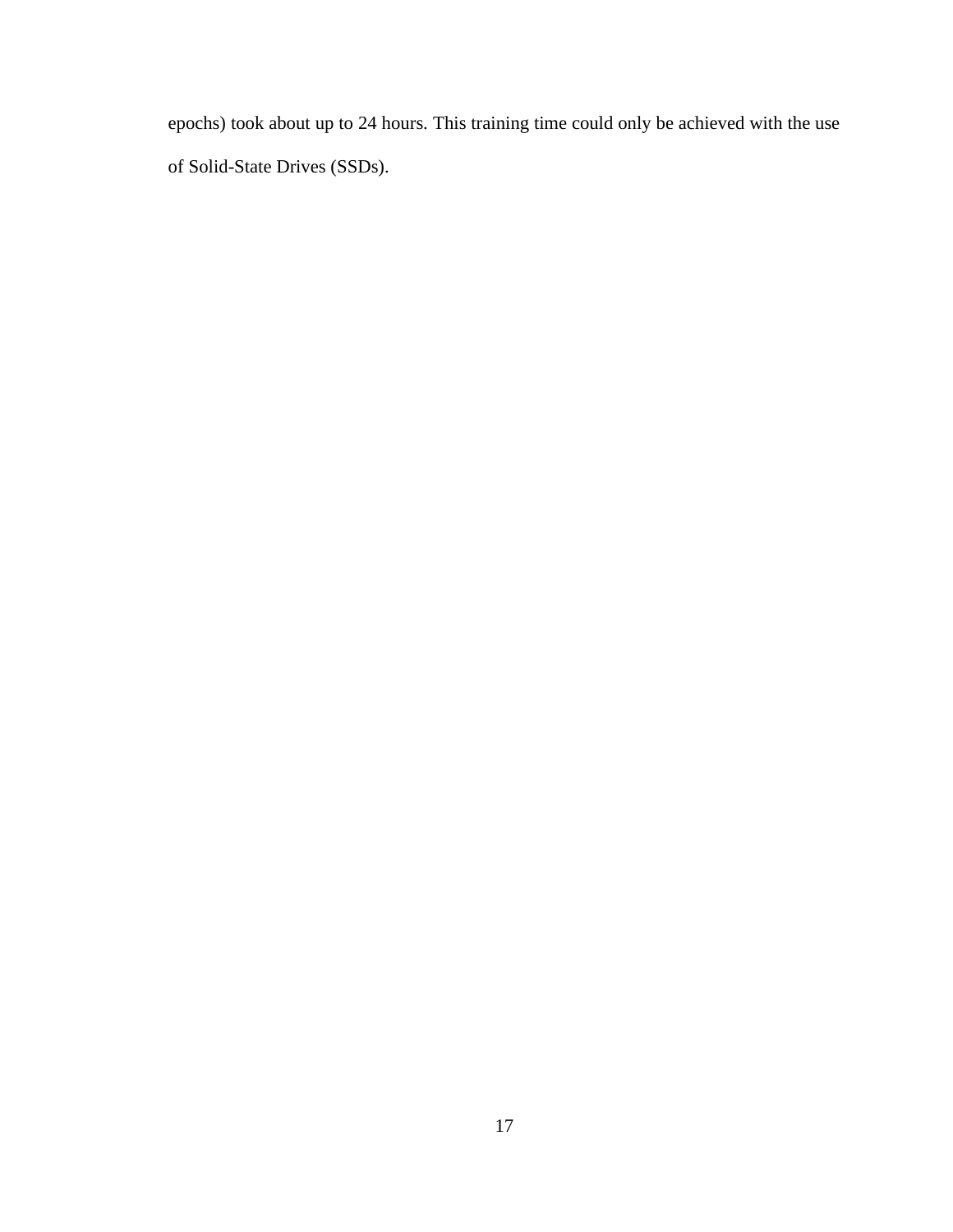epochs) took about up to 24 hours. This training time could only be achieved with the use of Solid-State Drives (SSDs).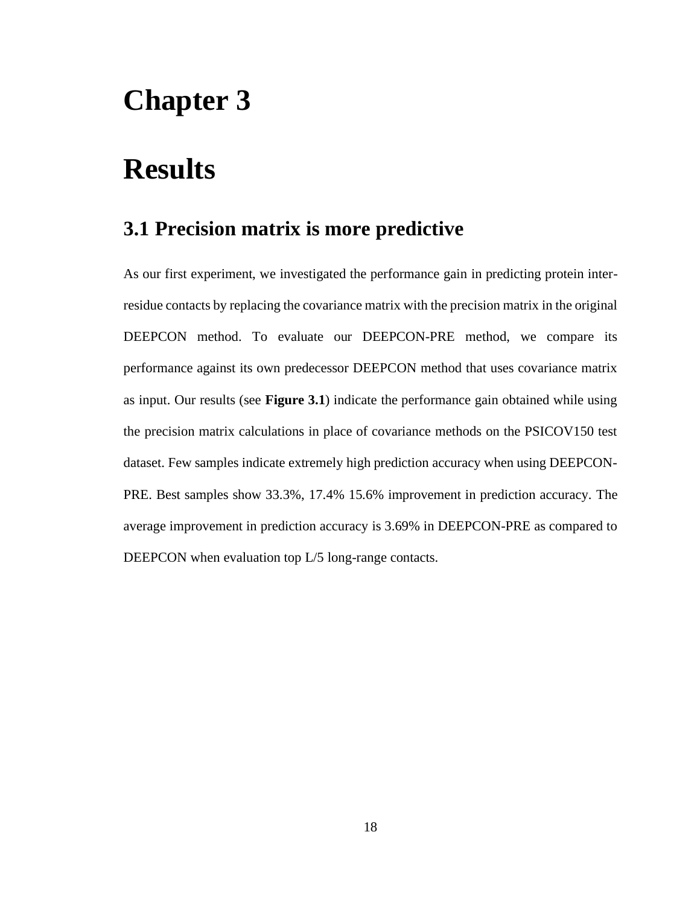# Chapter 3

# Results

## 3.1 Precision matrix is more predictive

As our first experiment, we investigated the performance gain in predicting protein inter-residue contacts by replacing the covariance matrix with the precision matrix in the original DEEPCON method. To evaluate our DEEPCON-PRE method, we compare its performance against its own predecessor DEEPCON method that uses covariance matrix as input. Our results (see **Figure 3.1**) indicate the performance gain obtained while using the precision matrix calculations in place of covariance methods on the PSICOV150 test dataset. Few samples indicate extremely high prediction accuracy when using DEEPCON-PRE. Best samples show 33.3%, 17.4% 15.6% improvement in prediction accuracy. The average improvement in prediction accuracy is 3.69% in DEEPCON-PRE as compared to DEEPCON when evaluation top L/5 long-range contacts.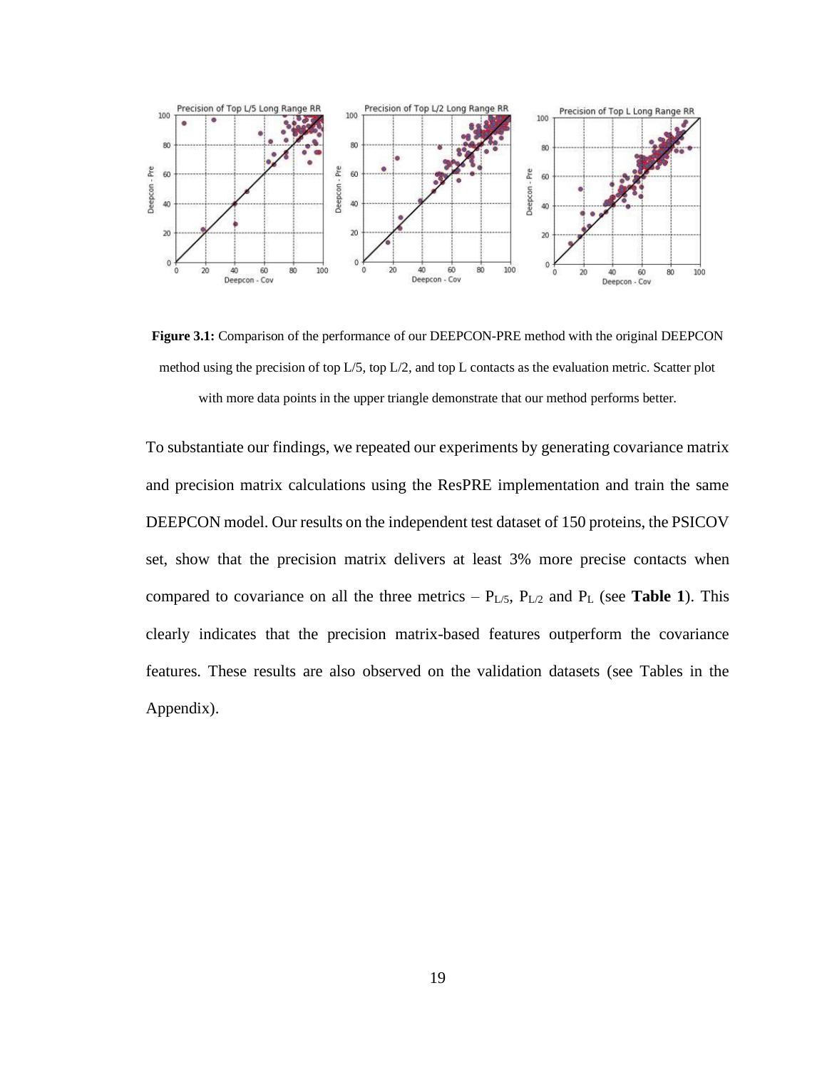Precision of Top L/5 Long Range RR

Deepcon - Pre

Deepcon - Cov

0 20 40 60 80 100

Precision of Top L/2 Long Range RR

Deepcon - Pre

Deepcon - Cov

0 20 40 60 80 100

Precision of Top L Long Range RR

Deepcon - Pre

Deepcon - Cov

0 20 40 60 80 100

**Figure 3.1:** Comparison of the performance of our DEEPCON-PRE method with the original DEEPCON method using the precision of top L/5, top L/2, and top L contacts as the evaluation metric. Scatter plot with more data points in the upper triangle demonstrate that our method performs better.

To substantiate our findings, we repeated our experiments by generating covariance matrix and precision matrix calculations using the ResPRE implementation and train the same DEEPCON model. Our results on the independent test dataset of 150 proteins, the PSICOV set, show that the precision matrix delivers at least 3% more precise contacts when compared to covariance on all the three metrics – $P_{L/5}$, $P_{L/2}$ and $P_L$ (see **Table 1**). This clearly indicates that the precision matrix-based features outperform the covariance features. These results are also observed on the validation datasets (see Tables in the Appendix).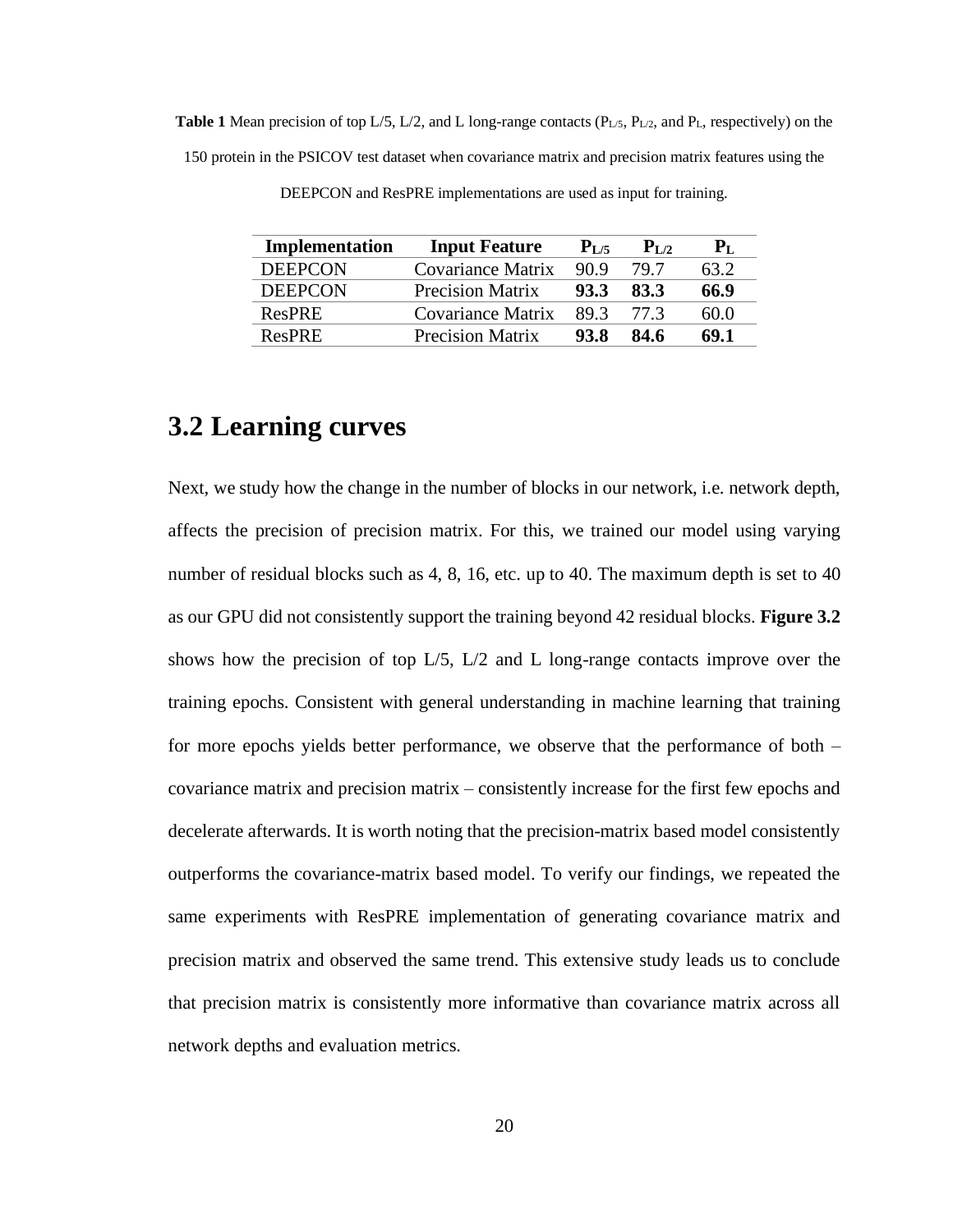**Table 1** Mean precision of top L/5, L/2, and L long-range contacts ($P_{L/5}$, $P_{L/2}$, and $P_L$, respectively) on the 150 protein in the PSICOV test dataset when covariance matrix and precision matrix features using the DEEPCON and ResPRE implementations are used as input for training.

| Implementation | Input Feature | $P_{L/5}$ | $P_{L/2}$ | $P_L$ |
|---|---|---|---|---|
| DEEPCON | Covariance Matrix | 90.9 | 79.7 | 63.2 |
| DEEPCON | Precision Matrix | **93.3** | **83.3** | **66.9** |
| ResPRE | Covariance Matrix | 89.3 | 77.3 | 60.0 |
| ResPRE | Precision Matrix | **93.8** | **84.6** | **69.1** |

## 3.2 Learning curves

Next, we study how the change in the number of blocks in our network, i.e. network depth, affects the precision of precision matrix. For this, we trained our model using varying number of residual blocks such as 4, 8, 16, etc. up to 40. The maximum depth is set to 40 as our GPU did not consistently support the training beyond 42 residual blocks. **Figure 3.2** shows how the precision of top L/5, L/2 and L long-range contacts improve over the training epochs. Consistent with general understanding in machine learning that training for more epochs yields better performance, we observe that the performance of both – covariance matrix and precision matrix – consistently increase for the first few epochs and decelerate afterwards. It is worth noting that the precision-matrix based model consistently outperforms the covariance-matrix based model. To verify our findings, we repeated the same experiments with ResPRE implementation of generating covariance matrix and precision matrix and observed the same trend. This extensive study leads us to conclude that precision matrix is consistently more informative than covariance matrix across all network depths and evaluation metrics.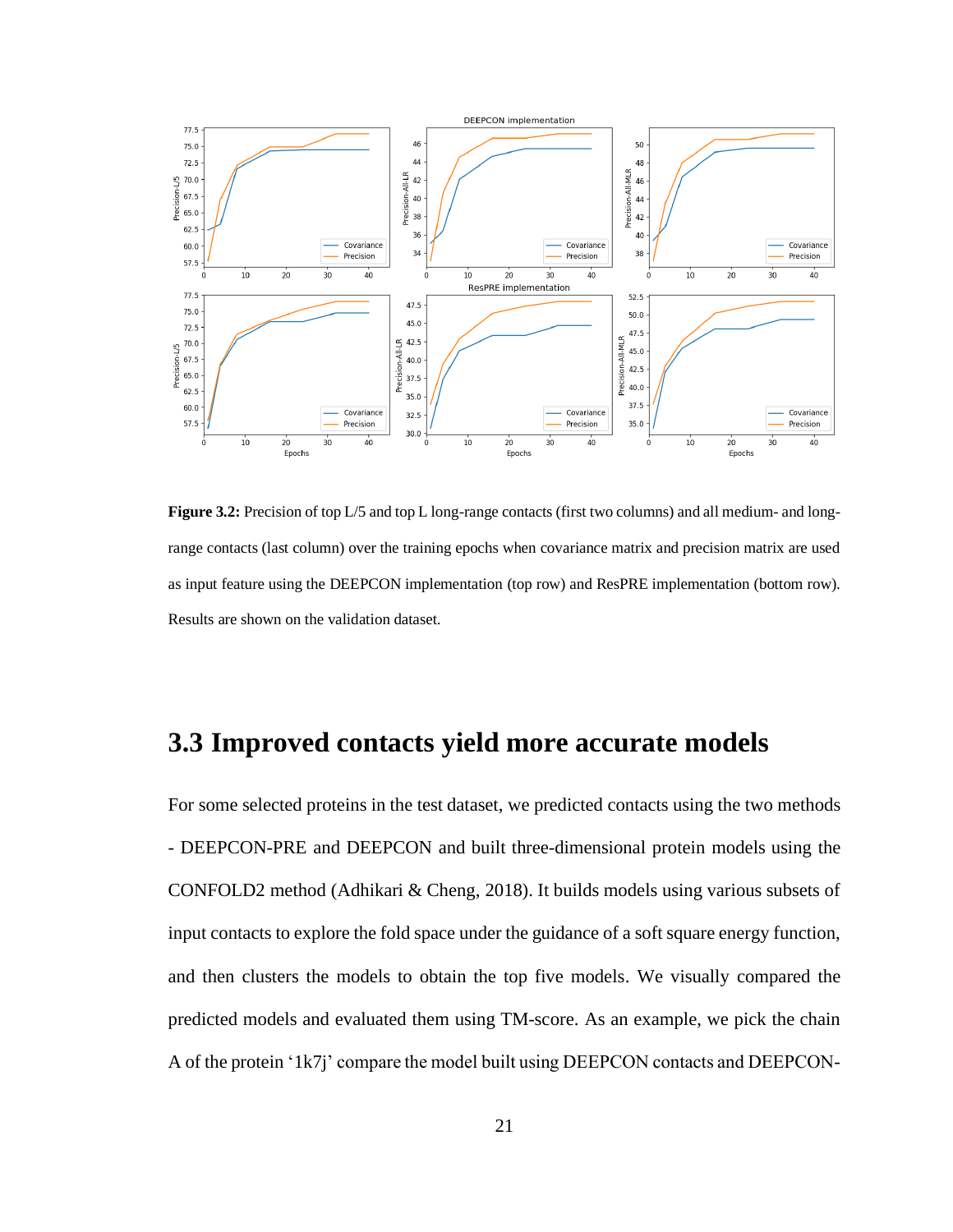DEEPCON implementation

Precision-L/5

77.5
75.0
72.5
70.0
67.5
65.0
62.5
60.0
57.5

0
10
20
30
40

Covariance
Precision

Precision-All-LR

46
44
42
40
38
36
34

0
10
20
30
40

Covariance
Precision

Precision-All-MLR

50
48
46
44
42
40
38

0
10
20
30
40

Covariance
Precision

ResPRE implementation

Precision-L/5

77.5
75.0
72.5
70.0
67.5
65.0
62.5
60.0
57.5

0
10
20
30
40

Epochs

Covariance
Precision

Precision-All-LR

47.5
45.0
42.5
40.0
37.5
35.0
32.5
30.0

0
10
20
30
40

Epochs

Covariance
Precision

Precision-All-MLR

52.5
50.0
47.5
45.0
42.5
40.0
37.5
35.0

0
10
20
30
40

Epochs

Covariance
Precision

**Figure 3.2:** Precision of top L/5 and top L long-range contacts (first two columns) and all medium- and long-range contacts (last column) over the training epochs when covariance matrix and precision matrix are used as input feature using the DEEPCON implementation (top row) and ResPRE implementation (bottom row). Results are shown on the validation dataset.

## 3.3 Improved contacts yield more accurate models

For some selected proteins in the test dataset, we predicted contacts using the two methods - DEEPCON-PRE and DEEPCON and built three-dimensional protein models using the CONFOLD2 method (Adhikari & Cheng, 2018). It builds models using various subsets of input contacts to explore the fold space under the guidance of a soft square energy function, and then clusters the models to obtain the top five models. We visually compared the predicted models and evaluated them using TM-score. As an example, we pick the chain A of the protein '1k7j' compare the model built using DEEPCON contacts and DEEPCON-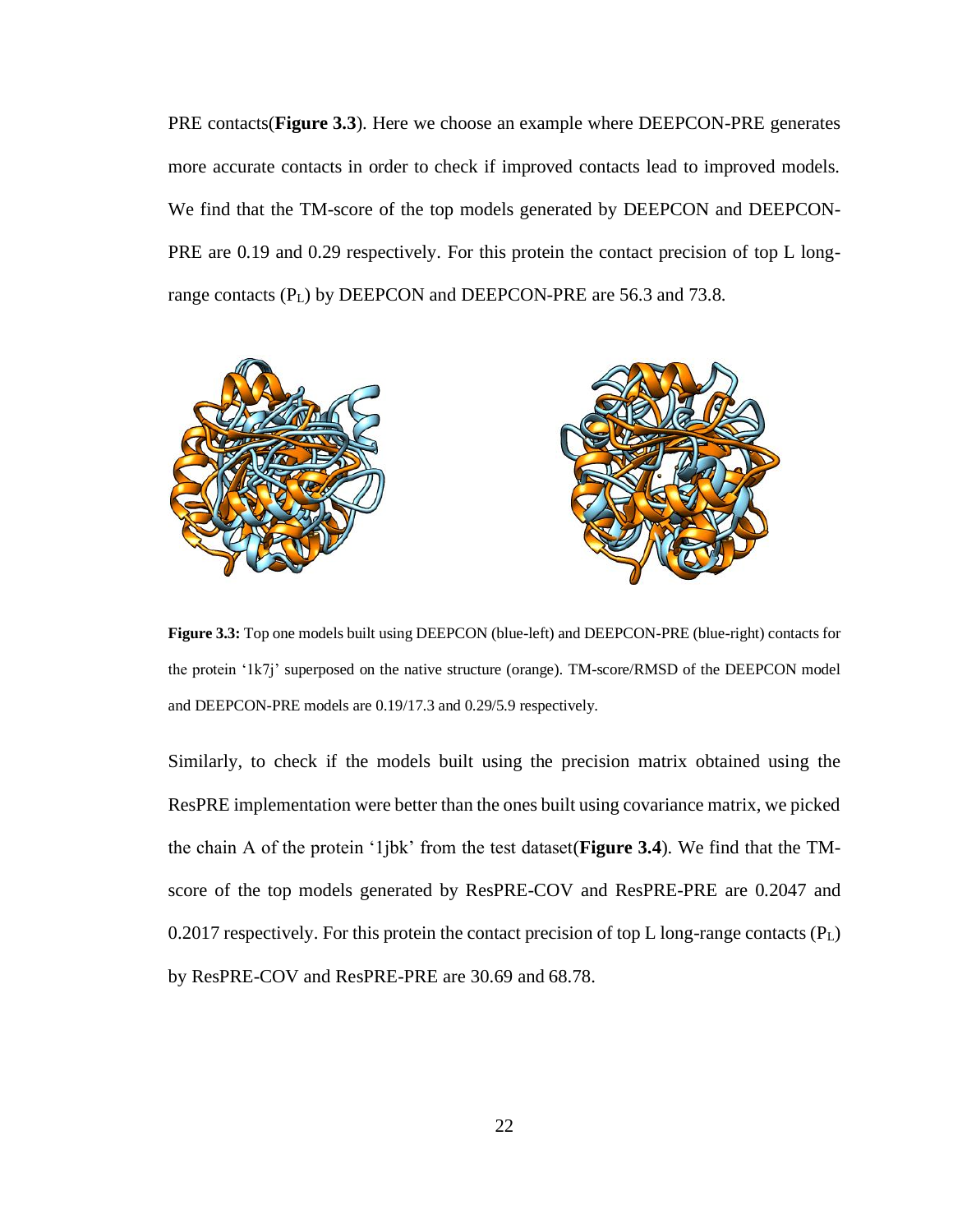PRE contacts(**Figure 3.3**). Here we choose an example where DEEPCON-PRE generates more accurate contacts in order to check if improved contacts lead to improved models. We find that the TM-score of the top models generated by DEEPCON and DEEPCON-PRE are 0.19 and 0.29 respectively. For this protein the contact precision of top L long-range contacts ($P_L$) by DEEPCON and DEEPCON-PRE are 56.3 and 73.8.

**Figure 3.3:** Top one models built using DEEPCON (blue-left) and DEEPCON-PRE (blue-right) contacts for the protein '1k7j' superposed on the native structure (orange). TM-score/RMSD of the DEEPCON model and DEEPCON-PRE models are 0.19/17.3 and 0.29/5.9 respectively.

Similarly, to check if the models built using the precision matrix obtained using the ResPRE implementation were better than the ones built using covariance matrix, we picked the chain A of the protein '1jbk' from the test dataset(**Figure 3.4**). We find that the TM-score of the top models generated by ResPRE-COV and ResPRE-PRE are 0.2047 and 0.2017 respectively. For this protein the contact precision of top L long-range contacts ($P_L$) by ResPRE-COV and ResPRE-PRE are 30.69 and 68.78.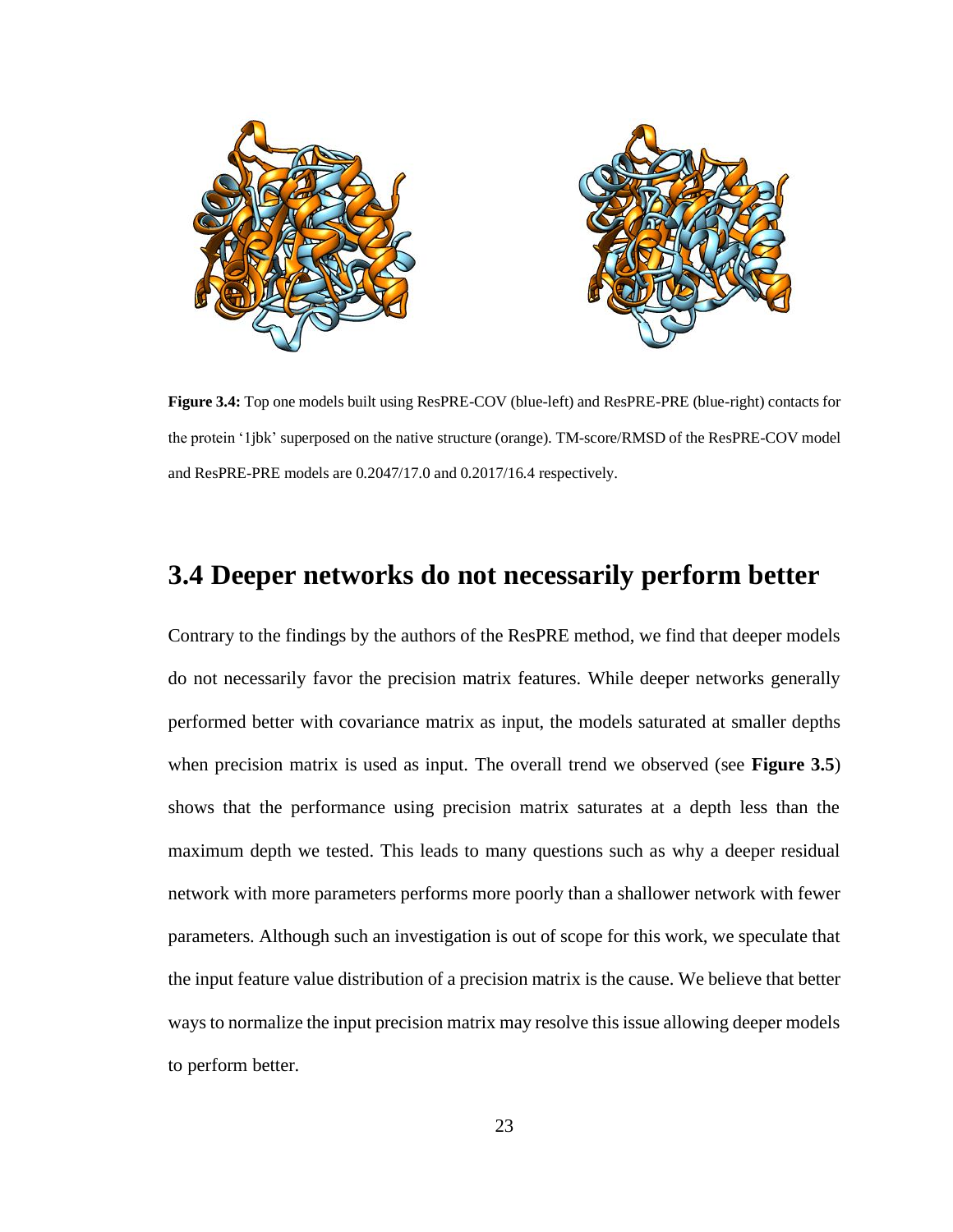**Figure 3.4:** Top one models built using ResPRE-COV (blue-left) and ResPRE-PRE (blue-right) contacts for the protein '1jbk' superposed on the native structure (orange). TM-score/RMSD of the ResPRE-COV model and ResPRE-PRE models are 0.2047/17.0 and 0.2017/16.4 respectively.

## 3.4 Deeper networks do not necessarily perform better

Contrary to the findings by the authors of the ResPRE method, we find that deeper models do not necessarily favor the precision matrix features. While deeper networks generally performed better with covariance matrix as input, the models saturated at smaller depths when precision matrix is used as input. The overall trend we observed (see **Figure 3.5**) shows that the performance using precision matrix saturates at a depth less than the maximum depth we tested. This leads to many questions such as why a deeper residual network with more parameters performs more poorly than a shallower network with fewer parameters. Although such an investigation is out of scope for this work, we speculate that the input feature value distribution of a precision matrix is the cause. We believe that better ways to normalize the input precision matrix may resolve this issue allowing deeper models to perform better.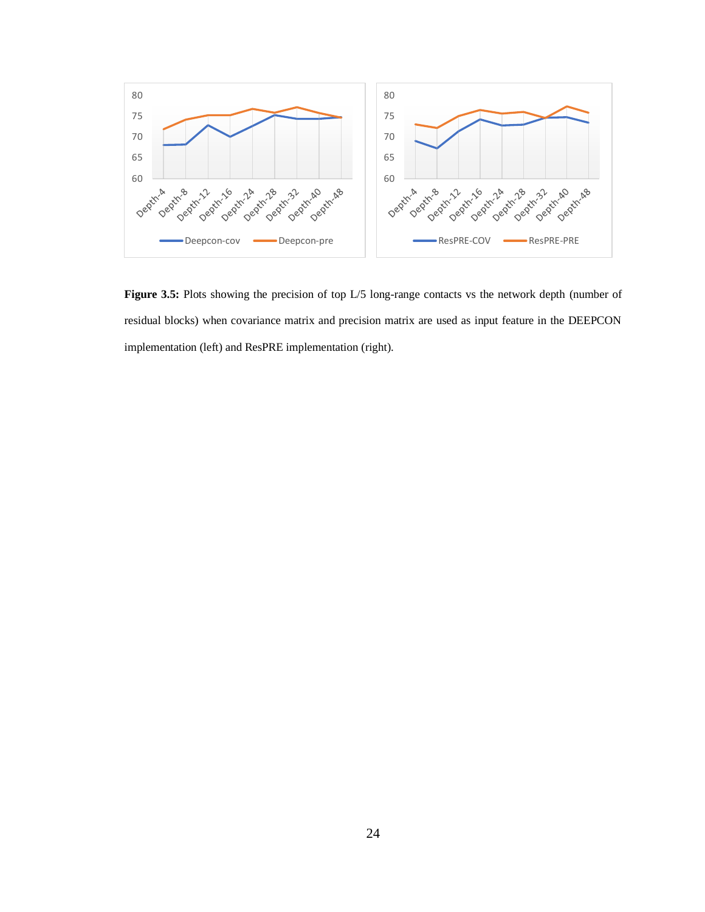80
75
70
65
60

Depth-4
Depth-8
Depth-12
Depth-16
Depth-24
Depth-28
Depth-32
Depth-40
Depth-48

Deepcon-cov
Deepcon-pre

80
75
70
65
60

Depth-4
Depth-8
Depth-12
Depth-16
Depth-24
Depth-28
Depth-32
Depth-40
Depth-48

ResPRE-COV
ResPRE-PRE

**Figure 3.5:** Plots showing the precision of top L/5 long-range contacts vs the network depth (number of residual blocks) when covariance matrix and precision matrix are used as input feature in the DEEPCON implementation (left) and ResPRE implementation (right).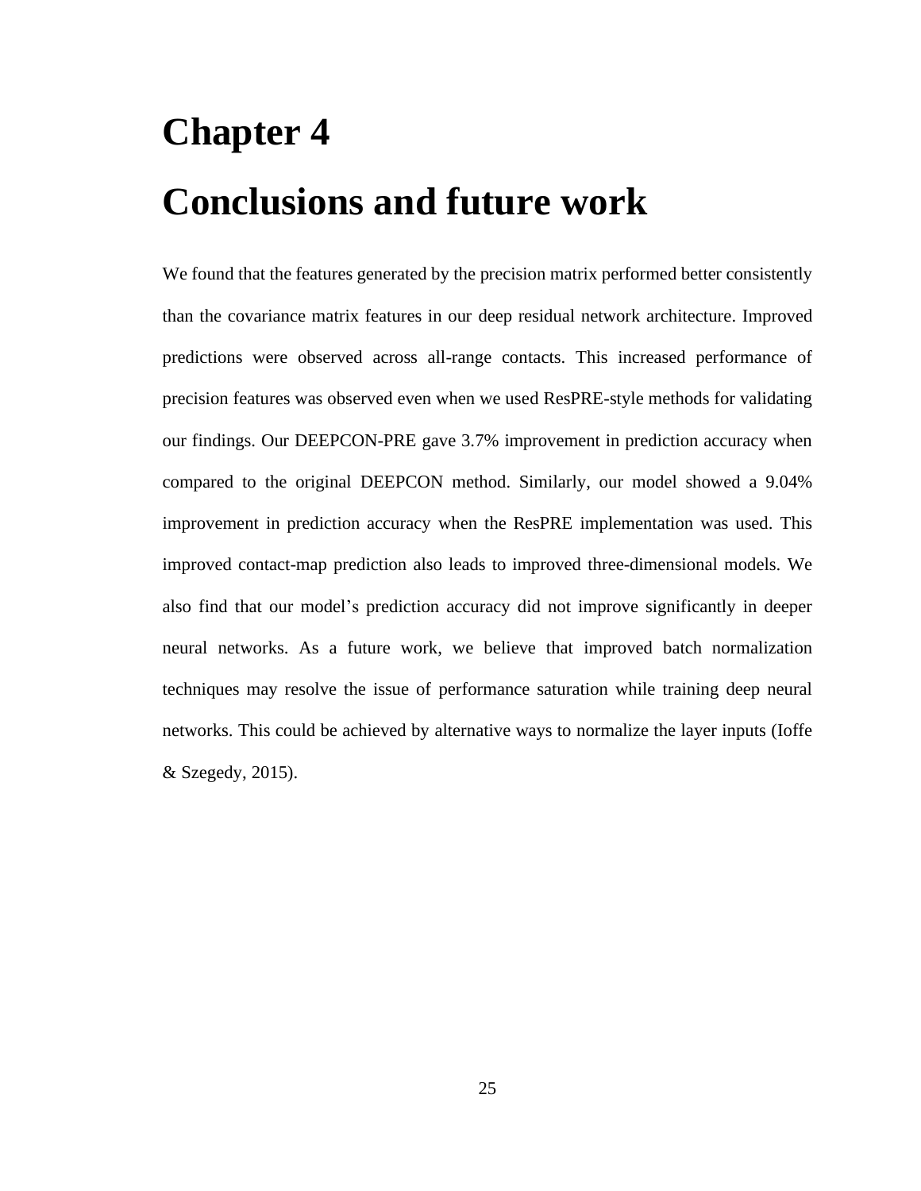# Chapter 4

# Conclusions and future work

We found that the features generated by the precision matrix performed better consistently than the covariance matrix features in our deep residual network architecture. Improved predictions were observed across all-range contacts. This increased performance of precision features was observed even when we used ResPRE-style methods for validating our findings. Our DEEPCON-PRE gave 3.7% improvement in prediction accuracy when compared to the original DEEPCON method. Similarly, our model showed a 9.04% improvement in prediction accuracy when the ResPRE implementation was used. This improved contact-map prediction also leads to improved three-dimensional models. We also find that our model's prediction accuracy did not improve significantly in deeper neural networks. As a future work, we believe that improved batch normalization techniques may resolve the issue of performance saturation while training deep neural networks. This could be achieved by alternative ways to normalize the layer inputs (Ioffe & Szegedy, 2015).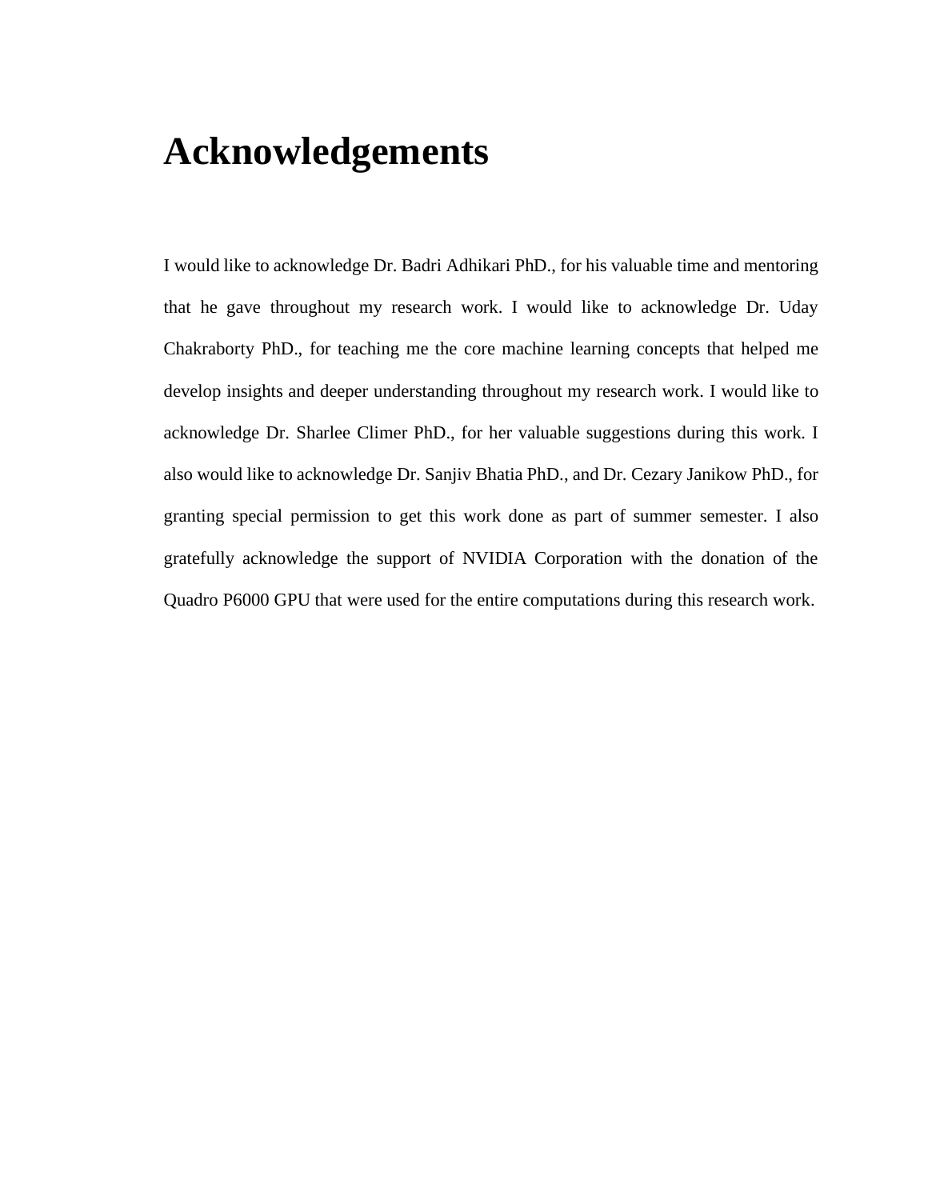# Acknowledgements

I would like to acknowledge Dr. Badri Adhikari PhD., for his valuable time and mentoring that he gave throughout my research work. I would like to acknowledge Dr. Uday Chakraborty PhD., for teaching me the core machine learning concepts that helped me develop insights and deeper understanding throughout my research work. I would like to acknowledge Dr. Sharlee Climer PhD., for her valuable suggestions during this work. I also would like to acknowledge Dr. Sanjiv Bhatia PhD., and Dr. Cezary Janikow PhD., for granting special permission to get this work done as part of summer semester. I also gratefully acknowledge the support of NVIDIA Corporation with the donation of the Quadro P6000 GPU that were used for the entire computations during this research work.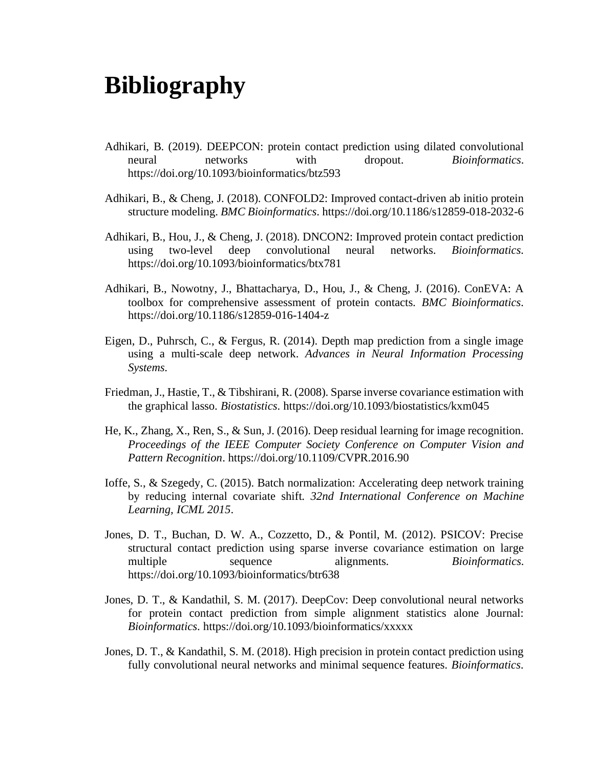# Bibliography

Adhikari, B. (2019). DEEPCON: protein contact prediction using dilated convolutional neural networks with dropout. *Bioinformatics*. https://doi.org/10.1093/bioinformatics/btz593

Adhikari, B., & Cheng, J. (2018). CONFOLD2: Improved contact-driven ab initio protein structure modeling. *BMC Bioinformatics*. https://doi.org/10.1186/s12859-018-2032-6

Adhikari, B., Hou, J., & Cheng, J. (2018). DNCON2: Improved protein contact prediction using two-level deep convolutional neural networks. *Bioinformatics*. https://doi.org/10.1093/bioinformatics/btx781

Adhikari, B., Nowotny, J., Bhattacharya, D., Hou, J., & Cheng, J. (2016). ConEVA: A toolbox for comprehensive assessment of protein contacts. *BMC Bioinformatics*. https://doi.org/10.1186/s12859-016-1404-z

Eigen, D., Puhrsch, C., & Fergus, R. (2014). Depth map prediction from a single image using a multi-scale deep network. *Advances in Neural Information Processing Systems*.

Friedman, J., Hastie, T., & Tibshirani, R. (2008). Sparse inverse covariance estimation with the graphical lasso. *Biostatistics*. https://doi.org/10.1093/biostatistics/kxm045

He, K., Zhang, X., Ren, S., & Sun, J. (2016). Deep residual learning for image recognition. *Proceedings of the IEEE Computer Society Conference on Computer Vision and Pattern Recognition*. https://doi.org/10.1109/CVPR.2016.90

Ioffe, S., & Szegedy, C. (2015). Batch normalization: Accelerating deep network training by reducing internal covariate shift. *32nd International Conference on Machine Learning, ICML 2015*.

Jones, D. T., Buchan, D. W. A., Cozzetto, D., & Pontil, M. (2012). PSICOV: Precise structural contact prediction using sparse inverse covariance estimation on large multiple sequence alignments. *Bioinformatics*. https://doi.org/10.1093/bioinformatics/btr638

Jones, D. T., & Kandathil, S. M. (2017). DeepCov: Deep convolutional neural networks for protein contact prediction from simple alignment statistics alone Journal: *Bioinformatics*. https://doi.org/10.1093/bioinformatics/xxxxx

Jones, D. T., & Kandathil, S. M. (2018). High precision in protein contact prediction using fully convolutional neural networks and minimal sequence features. *Bioinformatics*.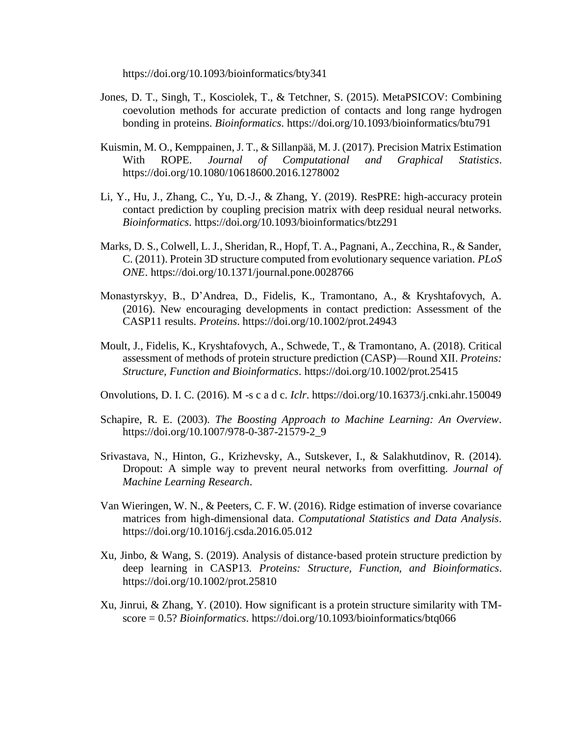https://doi.org/10.1093/bioinformatics/bty341

Jones, D. T., Singh, T., Kosciolek, T., & Tetchner, S. (2015). MetaPSICOV: Combining coevolution methods for accurate prediction of contacts and long range hydrogen bonding in proteins. *Bioinformatics*. https://doi.org/10.1093/bioinformatics/btu791

Kuismin, M. O., Kemppainen, J. T., & Sillanpää, M. J. (2017). Precision Matrix Estimation With ROPE. *Journal of Computational and Graphical Statistics*. https://doi.org/10.1080/10618600.2016.1278002

Li, Y., Hu, J., Zhang, C., Yu, D.-J., & Zhang, Y. (2019). ResPRE: high-accuracy protein contact prediction by coupling precision matrix with deep residual neural networks. *Bioinformatics*. https://doi.org/10.1093/bioinformatics/btz291

Marks, D. S., Colwell, L. J., Sheridan, R., Hopf, T. A., Pagnani, A., Zecchina, R., & Sander, C. (2011). Protein 3D structure computed from evolutionary sequence variation. *PLoS ONE*. https://doi.org/10.1371/journal.pone.0028766

Monastyrskyy, B., D'Andrea, D., Fidelis, K., Tramontano, A., & Kryshtafovych, A. (2016). New encouraging developments in contact prediction: Assessment of the CASP11 results. *Proteins*. https://doi.org/10.1002/prot.24943

Moult, J., Fidelis, K., Kryshtafovych, A., Schwede, T., & Tramontano, A. (2018). Critical assessment of methods of protein structure prediction (CASP)—Round XII. *Proteins: Structure, Function and Bioinformatics*. https://doi.org/10.1002/prot.25415

Onvolutions, D. I. C. (2016). M -s c a d c. *Iclr*. https://doi.org/10.16373/j.cnki.ahr.150049

Schapire, R. E. (2003). *The Boosting Approach to Machine Learning: An Overview*. https://doi.org/10.1007/978-0-387-21579-2_9

Srivastava, N., Hinton, G., Krizhevsky, A., Sutskever, I., & Salakhutdinov, R. (2014). Dropout: A simple way to prevent neural networks from overfitting. *Journal of Machine Learning Research*.

Van Wieringen, W. N., & Peeters, C. F. W. (2016). Ridge estimation of inverse covariance matrices from high-dimensional data. *Computational Statistics and Data Analysis*. https://doi.org/10.1016/j.csda.2016.05.012

Xu, Jinbo, & Wang, S. (2019). Analysis of distance-based protein structure prediction by deep learning in CASP13. *Proteins: Structure, Function, and Bioinformatics*. https://doi.org/10.1002/prot.25810

Xu, Jinrui, & Zhang, Y. (2010). How significant is a protein structure similarity with TM-score = 0.5? *Bioinformatics*. https://doi.org/10.1093/bioinformatics/btq066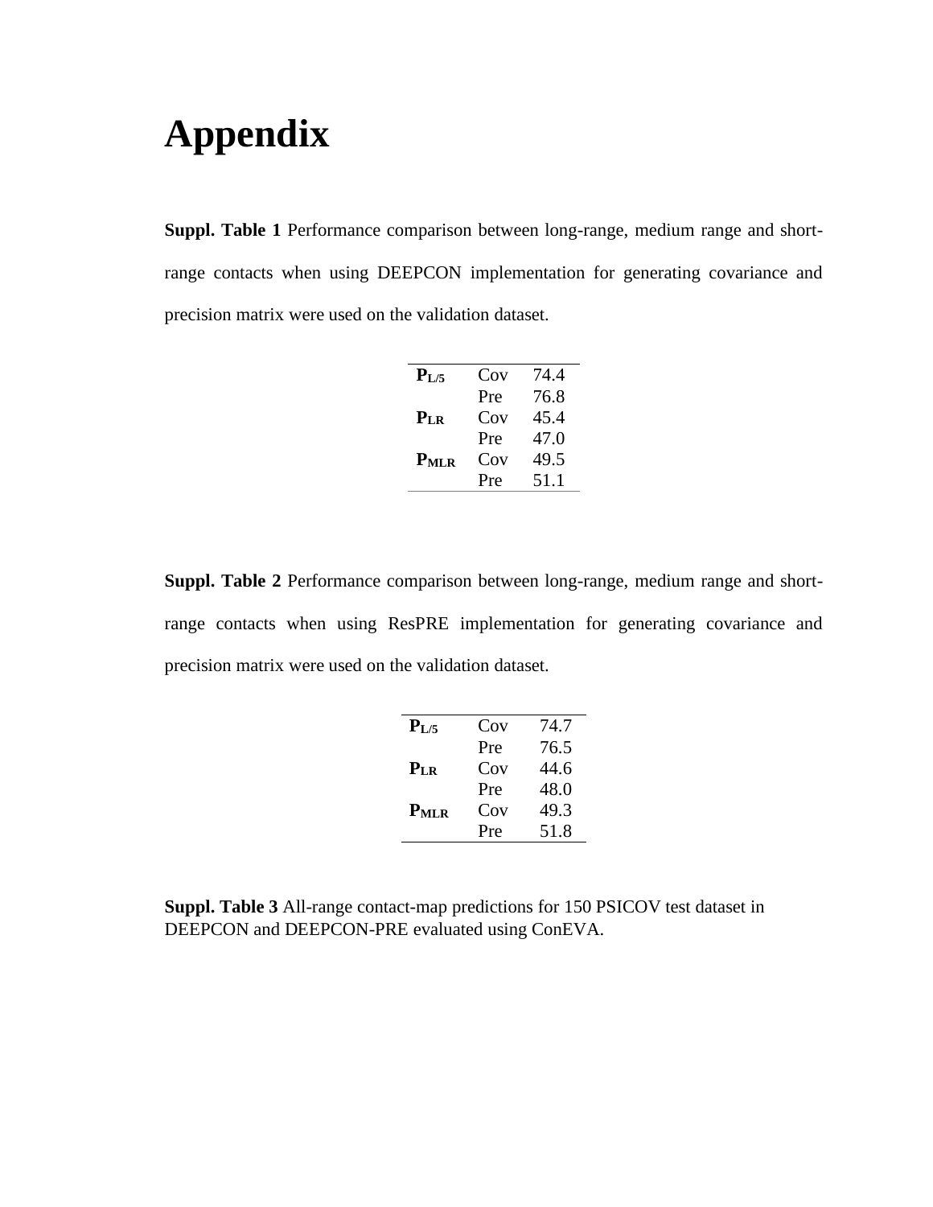# Appendix

**Suppl. Table 1** Performance comparison between long-range, medium range and short-range contacts when using DEEPCON implementation for generating covariance and precision matrix were used on the validation dataset.

| | | |
|---|---|---|
| $\mathbf{P_{L/5}}$ | Cov | 74.4 |
| | Pre | 76.8 |
| $\mathbf{P_{LR}}$ | Cov | 45.4 |
| | Pre | 47.0 |
| $\mathbf{P_{MLR}}$ | Cov | 49.5 |
| | Pre | 51.1 |

**Suppl. Table 2** Performance comparison between long-range, medium range and short-range contacts when using ResPRE implementation for generating covariance and precision matrix were used on the validation dataset.

| | | |
|---|---|---|
| $\mathbf{P_{L/5}}$ | Cov | 74.7 |
| | Pre | 76.5 |
| $\mathbf{P_{LR}}$ | Cov | 44.6 |
| | Pre | 48.0 |
| $\mathbf{P_{MLR}}$ | Cov | 49.3 |
| | Pre | 51.8 |

**Suppl. Table 3** All-range contact-map predictions for 150 PSICOV test dataset in DEEPCON and DEEPCON-PRE evaluated using ConEVA.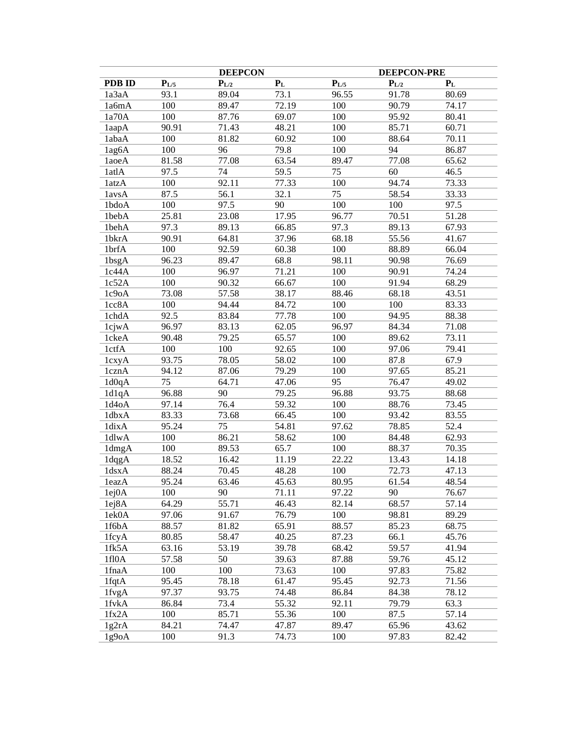| | DEEPCON | | | DEEPCON-PRE | | |
|---|---|---|---|---|---|---|
| **PDB ID** | **$P_{L/5}$** | **$P_{L/2}$** | **$P_L$** | **$P_{L/5}$** | **$P_{L/2}$** | **$P_L$** |
| 1a3aA | 93.1 | 89.04 | 73.1 | 96.55 | 91.78 | 80.69 |
| 1a6mA | 100 | 89.47 | 72.19 | 100 | 90.79 | 74.17 |
| 1a70A | 100 | 87.76 | 69.07 | 100 | 95.92 | 80.41 |
| 1aapA | 90.91 | 71.43 | 48.21 | 100 | 85.71 | 60.71 |
| 1abaA | 100 | 81.82 | 60.92 | 100 | 88.64 | 70.11 |
| 1ag6A | 100 | 96 | 79.8 | 100 | 94 | 86.87 |
| 1aoeA | 81.58 | 77.08 | 63.54 | 89.47 | 77.08 | 65.62 |
| 1atlA | 97.5 | 74 | 59.5 | 75 | 60 | 46.5 |
| 1atzA | 100 | 92.11 | 77.33 | 100 | 94.74 | 73.33 |
| 1avsA | 87.5 | 56.1 | 32.1 | 75 | 58.54 | 33.33 |
| 1bdoA | 100 | 97.5 | 90 | 100 | 100 | 97.5 |
| 1bebA | 25.81 | 23.08 | 17.95 | 96.77 | 70.51 | 51.28 |
| 1behA | 97.3 | 89.13 | 66.85 | 97.3 | 89.13 | 67.93 |
| 1bkrA | 90.91 | 64.81 | 37.96 | 68.18 | 55.56 | 41.67 |
| 1brfA | 100 | 92.59 | 60.38 | 100 | 88.89 | 66.04 |
| 1bsgA | 96.23 | 89.47 | 68.8 | 98.11 | 90.98 | 76.69 |
| 1c44A | 100 | 96.97 | 71.21 | 100 | 90.91 | 74.24 |
| 1c52A | 100 | 90.32 | 66.67 | 100 | 91.94 | 68.29 |
| 1c9oA | 73.08 | 57.58 | 38.17 | 88.46 | 68.18 | 43.51 |
| 1cc8A | 100 | 94.44 | 84.72 | 100 | 100 | 83.33 |
| 1chdA | 92.5 | 83.84 | 77.78 | 100 | 94.95 | 88.38 |
| 1cjwA | 96.97 | 83.13 | 62.05 | 96.97 | 84.34 | 71.08 |
| 1ckeA | 90.48 | 79.25 | 65.57 | 100 | 89.62 | 73.11 |
| 1ctfA | 100 | 100 | 92.65 | 100 | 97.06 | 79.41 |
| 1cxyA | 93.75 | 78.05 | 58.02 | 100 | 87.8 | 67.9 |
| 1cznA | 94.12 | 87.06 | 79.29 | 100 | 97.65 | 85.21 |
| 1d0qA | 75 | 64.71 | 47.06 | 95 | 76.47 | 49.02 |
| 1d1qA | 96.88 | 90 | 79.25 | 96.88 | 93.75 | 88.68 |
| 1d4oA | 97.14 | 76.4 | 59.32 | 100 | 88.76 | 73.45 |
| 1dbxA | 83.33 | 73.68 | 66.45 | 100 | 93.42 | 83.55 |
| 1dixA | 95.24 | 75 | 54.81 | 97.62 | 78.85 | 52.4 |
| 1dlwA | 100 | 86.21 | 58.62 | 100 | 84.48 | 62.93 |
| 1dmgA | 100 | 89.53 | 65.7 | 100 | 88.37 | 70.35 |
| 1dqgA | 18.52 | 16.42 | 11.19 | 22.22 | 13.43 | 14.18 |
| 1dsxA | 88.24 | 70.45 | 48.28 | 100 | 72.73 | 47.13 |
| 1eazA | 95.24 | 63.46 | 45.63 | 80.95 | 61.54 | 48.54 |
| 1ej0A | 100 | 90 | 71.11 | 97.22 | 90 | 76.67 |
| 1ej8A | 64.29 | 55.71 | 46.43 | 82.14 | 68.57 | 57.14 |
| 1ek0A | 97.06 | 91.67 | 76.79 | 100 | 98.81 | 89.29 |
| 1f6bA | 88.57 | 81.82 | 65.91 | 88.57 | 85.23 | 68.75 |
| 1fcyA | 80.85 | 58.47 | 40.25 | 87.23 | 66.1 | 45.76 |
| 1fk5A | 63.16 | 53.19 | 39.78 | 68.42 | 59.57 | 41.94 |
| 1fl0A | 57.58 | 50 | 39.63 | 87.88 | 59.76 | 45.12 |
| 1fnaA | 100 | 100 | 73.63 | 100 | 97.83 | 75.82 |
| 1fqtA | 95.45 | 78.18 | 61.47 | 95.45 | 92.73 | 71.56 |
| 1fvgA | 97.37 | 93.75 | 74.48 | 86.84 | 84.38 | 78.12 |
| 1fvkA | 86.84 | 73.4 | 55.32 | 92.11 | 79.79 | 63.3 |
| 1fx2A | 100 | 85.71 | 55.36 | 100 | 87.5 | 57.14 |
| 1g2rA | 84.21 | 74.47 | 47.87 | 89.47 | 65.96 | 43.62 |
| 1g9oA | 100 | 91.3 | 74.73 | 100 | 97.83 | 82.42 |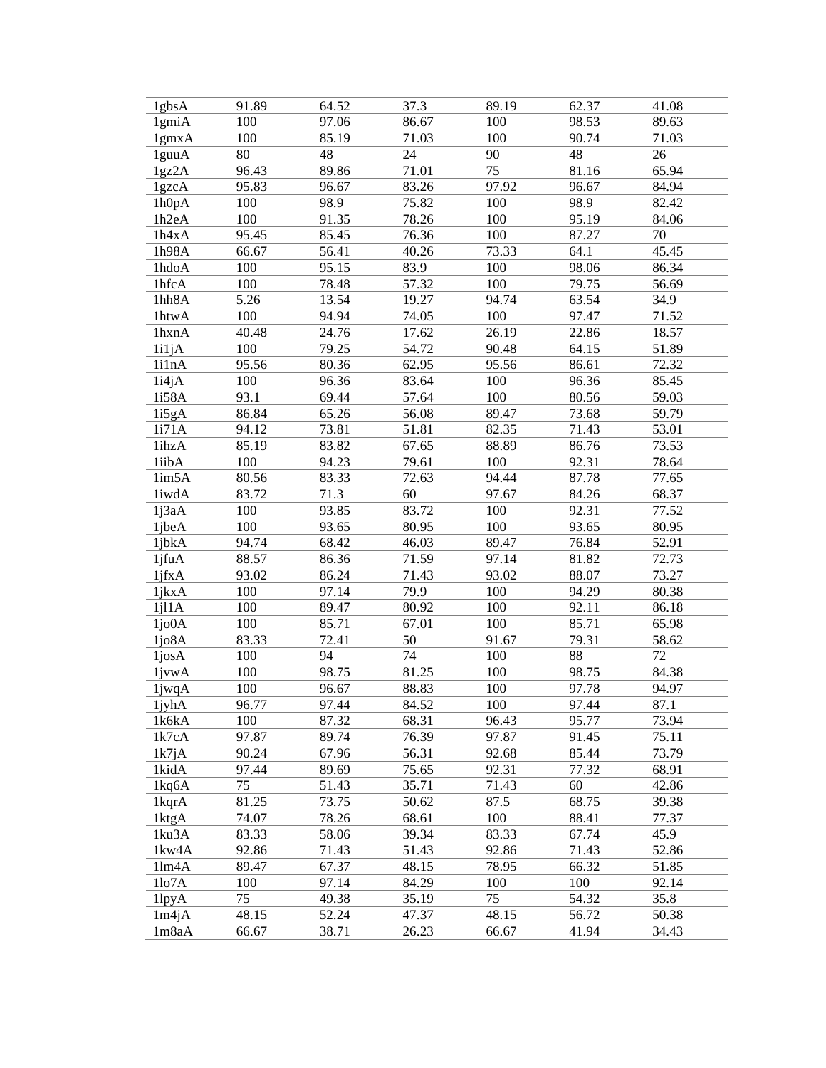| | | | | | | |
|---|---|---|---|---|---|---|
| 1gbsA | 91.89 | 64.52 | 37.3 | 89.19 | 62.37 | 41.08 |
| 1gmiA | 100 | 97.06 | 86.67 | 100 | 98.53 | 89.63 |
| 1gmxA | 100 | 85.19 | 71.03 | 100 | 90.74 | 71.03 |
| 1guuA | 80 | 48 | 24 | 90 | 48 | 26 |
| 1gz2A | 96.43 | 89.86 | 71.01 | 75 | 81.16 | 65.94 |
| 1gzcA | 95.83 | 96.67 | 83.26 | 97.92 | 96.67 | 84.94 |
| 1h0pA | 100 | 98.9 | 75.82 | 100 | 98.9 | 82.42 |
| 1h2eA | 100 | 91.35 | 78.26 | 100 | 95.19 | 84.06 |
| 1h4xA | 95.45 | 85.45 | 76.36 | 100 | 87.27 | 70 |
| 1h98A | 66.67 | 56.41 | 40.26 | 73.33 | 64.1 | 45.45 |
| 1hdoA | 100 | 95.15 | 83.9 | 100 | 98.06 | 86.34 |
| 1hfcA | 100 | 78.48 | 57.32 | 100 | 79.75 | 56.69 |
| 1hh8A | 5.26 | 13.54 | 19.27 | 94.74 | 63.54 | 34.9 |
| 1htwA | 100 | 94.94 | 74.05 | 100 | 97.47 | 71.52 |
| 1hxnA | 40.48 | 24.76 | 17.62 | 26.19 | 22.86 | 18.57 |
| 1i1jA | 100 | 79.25 | 54.72 | 90.48 | 64.15 | 51.89 |
| 1i1nA | 95.56 | 80.36 | 62.95 | 95.56 | 86.61 | 72.32 |
| 1i4jA | 100 | 96.36 | 83.64 | 100 | 96.36 | 85.45 |
| 1i58A | 93.1 | 69.44 | 57.64 | 100 | 80.56 | 59.03 |
| 1i5gA | 86.84 | 65.26 | 56.08 | 89.47 | 73.68 | 59.79 |
| 1i71A | 94.12 | 73.81 | 51.81 | 82.35 | 71.43 | 53.01 |
| 1ihzA | 85.19 | 83.82 | 67.65 | 88.89 | 86.76 | 73.53 |
| 1iibA | 100 | 94.23 | 79.61 | 100 | 92.31 | 78.64 |
| 1im5A | 80.56 | 83.33 | 72.63 | 94.44 | 87.78 | 77.65 |
| 1iwdA | 83.72 | 71.3 | 60 | 97.67 | 84.26 | 68.37 |
| 1j3aA | 100 | 93.85 | 83.72 | 100 | 92.31 | 77.52 |
| 1jbeA | 100 | 93.65 | 80.95 | 100 | 93.65 | 80.95 |
| 1jbkA | 94.74 | 68.42 | 46.03 | 89.47 | 76.84 | 52.91 |
| 1jfuA | 88.57 | 86.36 | 71.59 | 97.14 | 81.82 | 72.73 |
| 1jfxA | 93.02 | 86.24 | 71.43 | 93.02 | 88.07 | 73.27 |
| 1jkxA | 100 | 97.14 | 79.9 | 100 | 94.29 | 80.38 |
| 1jl1A | 100 | 89.47 | 80.92 | 100 | 92.11 | 86.18 |
| 1jo0A | 100 | 85.71 | 67.01 | 100 | 85.71 | 65.98 |
| 1jo8A | 83.33 | 72.41 | 50 | 91.67 | 79.31 | 58.62 |
| 1josA | 100 | 94 | 74 | 100 | 88 | 72 |
| 1jvwA | 100 | 98.75 | 81.25 | 100 | 98.75 | 84.38 |
| 1jwqA | 100 | 96.67 | 88.83 | 100 | 97.78 | 94.97 |
| 1jyhA | 96.77 | 97.44 | 84.52 | 100 | 97.44 | 87.1 |
| 1k6kA | 100 | 87.32 | 68.31 | 96.43 | 95.77 | 73.94 |
| 1k7cA | 97.87 | 89.74 | 76.39 | 97.87 | 91.45 | 75.11 |
| 1k7jA | 90.24 | 67.96 | 56.31 | 92.68 | 85.44 | 73.79 |
| 1kidA | 97.44 | 89.69 | 75.65 | 92.31 | 77.32 | 68.91 |
| 1kq6A | 75 | 51.43 | 35.71 | 71.43 | 60 | 42.86 |
| 1kqrA | 81.25 | 73.75 | 50.62 | 87.5 | 68.75 | 39.38 |
| 1ktgA | 74.07 | 78.26 | 68.61 | 100 | 88.41 | 77.37 |
| 1ku3A | 83.33 | 58.06 | 39.34 | 83.33 | 67.74 | 45.9 |
| 1kw4A | 92.86 | 71.43 | 51.43 | 92.86 | 71.43 | 52.86 |
| 1lm4A | 89.47 | 67.37 | 48.15 | 78.95 | 66.32 | 51.85 |
| 1lo7A | 100 | 97.14 | 84.29 | 100 | 100 | 92.14 |
| 1lpyA | 75 | 49.38 | 35.19 | 75 | 54.32 | 35.8 |
| 1m4jA | 48.15 | 52.24 | 47.37 | 48.15 | 56.72 | 50.38 |
| 1m8aA | 66.67 | 38.71 | 26.23 | 66.67 | 41.94 | 34.43 |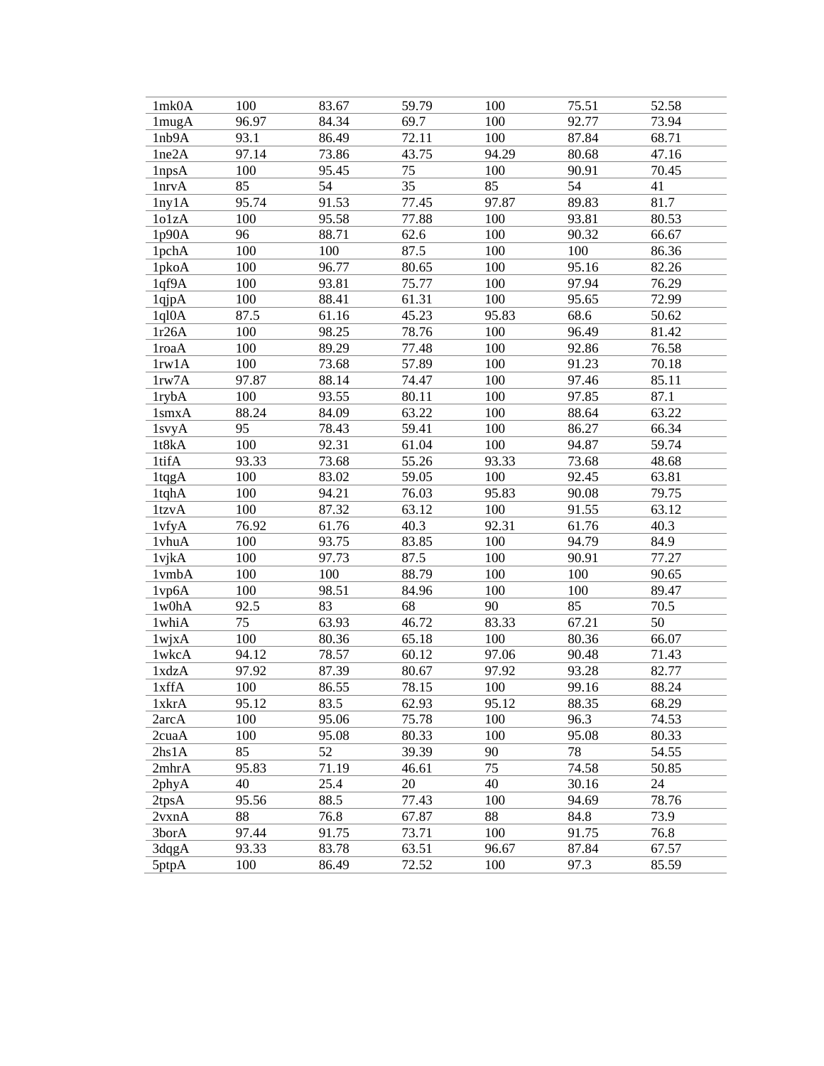| | | | | | | |
|---|---|---|---|---|---|---|
| 1mk0A | 100 | 83.67 | 59.79 | 100 | 75.51 | 52.58 |
| 1mugA | 96.97 | 84.34 | 69.7 | 100 | 92.77 | 73.94 |
| 1nb9A | 93.1 | 86.49 | 72.11 | 100 | 87.84 | 68.71 |
| 1ne2A | 97.14 | 73.86 | 43.75 | 94.29 | 80.68 | 47.16 |
| 1npsA | 100 | 95.45 | 75 | 100 | 90.91 | 70.45 |
| 1nrvA | 85 | 54 | 35 | 85 | 54 | 41 |
| 1ny1A | 95.74 | 91.53 | 77.45 | 97.87 | 89.83 | 81.7 |
| 1o1zA | 100 | 95.58 | 77.88 | 100 | 93.81 | 80.53 |
| 1p90A | 96 | 88.71 | 62.6 | 100 | 90.32 | 66.67 |
| 1pchA | 100 | 100 | 87.5 | 100 | 100 | 86.36 |
| 1pkoA | 100 | 96.77 | 80.65 | 100 | 95.16 | 82.26 |
| 1qf9A | 100 | 93.81 | 75.77 | 100 | 97.94 | 76.29 |
| 1qjpA | 100 | 88.41 | 61.31 | 100 | 95.65 | 72.99 |
| 1ql0A | 87.5 | 61.16 | 45.23 | 95.83 | 68.6 | 50.62 |
| 1r26A | 100 | 98.25 | 78.76 | 100 | 96.49 | 81.42 |
| 1roaA | 100 | 89.29 | 77.48 | 100 | 92.86 | 76.58 |
| 1rw1A | 100 | 73.68 | 57.89 | 100 | 91.23 | 70.18 |
| 1rw7A | 97.87 | 88.14 | 74.47 | 100 | 97.46 | 85.11 |
| 1rybA | 100 | 93.55 | 80.11 | 100 | 97.85 | 87.1 |
| 1smxA | 88.24 | 84.09 | 63.22 | 100 | 88.64 | 63.22 |
| 1svyA | 95 | 78.43 | 59.41 | 100 | 86.27 | 66.34 |
| 1t8kA | 100 | 92.31 | 61.04 | 100 | 94.87 | 59.74 |
| 1tifA | 93.33 | 73.68 | 55.26 | 93.33 | 73.68 | 48.68 |
| 1tqgA | 100 | 83.02 | 59.05 | 100 | 92.45 | 63.81 |
| 1tqhA | 100 | 94.21 | 76.03 | 95.83 | 90.08 | 79.75 |
| 1tzvA | 100 | 87.32 | 63.12 | 100 | 91.55 | 63.12 |
| 1vfyA | 76.92 | 61.76 | 40.3 | 92.31 | 61.76 | 40.3 |
| 1vhuA | 100 | 93.75 | 83.85 | 100 | 94.79 | 84.9 |
| 1vjkA | 100 | 97.73 | 87.5 | 100 | 90.91 | 77.27 |
| 1vmbA | 100 | 100 | 88.79 | 100 | 100 | 90.65 |
| 1vp6A | 100 | 98.51 | 84.96 | 100 | 100 | 89.47 |
| 1w0hA | 92.5 | 83 | 68 | 90 | 85 | 70.5 |
| 1whiA | 75 | 63.93 | 46.72 | 83.33 | 67.21 | 50 |
| 1wjxA | 100 | 80.36 | 65.18 | 100 | 80.36 | 66.07 |
| 1wkcA | 94.12 | 78.57 | 60.12 | 97.06 | 90.48 | 71.43 |
| 1xdzA | 97.92 | 87.39 | 80.67 | 97.92 | 93.28 | 82.77 |
| 1xffA | 100 | 86.55 | 78.15 | 100 | 99.16 | 88.24 |
| 1xkrA | 95.12 | 83.5 | 62.93 | 95.12 | 88.35 | 68.29 |
| 2arcA | 100 | 95.06 | 75.78 | 100 | 96.3 | 74.53 |
| 2cuaA | 100 | 95.08 | 80.33 | 100 | 95.08 | 80.33 |
| 2hs1A | 85 | 52 | 39.39 | 90 | 78 | 54.55 |
| 2mhrA | 95.83 | 71.19 | 46.61 | 75 | 74.58 | 50.85 |
| 2phyA | 40 | 25.4 | 20 | 40 | 30.16 | 24 |
| 2tpsA | 95.56 | 88.5 | 77.43 | 100 | 94.69 | 78.76 |
| 2vxnA | 88 | 76.8 | 67.87 | 88 | 84.8 | 73.9 |
| 3borA | 97.44 | 91.75 | 73.71 | 100 | 91.75 | 76.8 |
| 3dqgA | 93.33 | 83.78 | 63.51 | 96.67 | 87.84 | 67.57 |
| 5ptpA | 100 | 86.49 | 72.52 | 100 | 97.3 | 85.59 |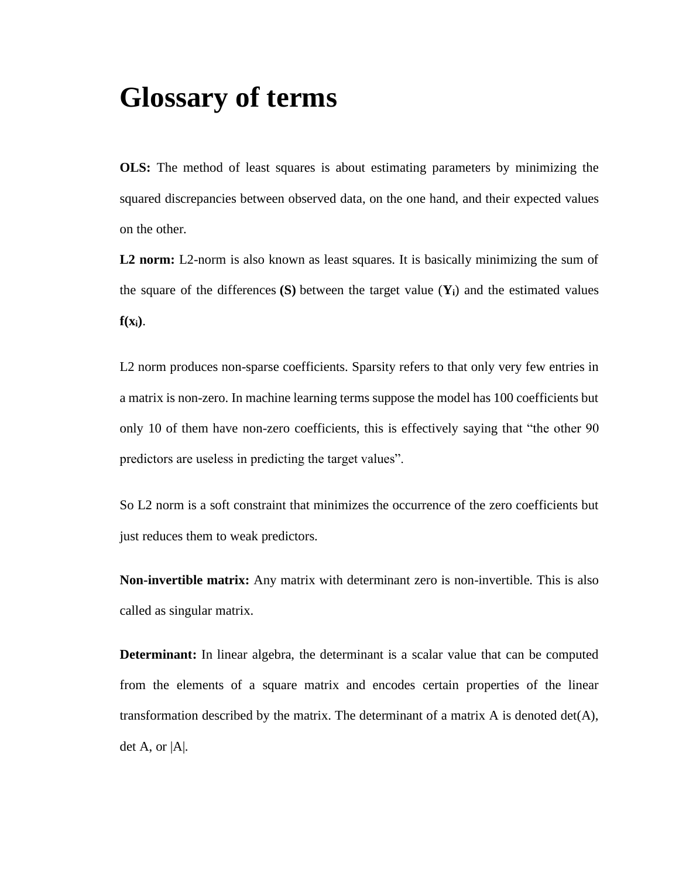# Glossary of terms

**OLS:** The method of least squares is about estimating parameters by minimizing the squared discrepancies between observed data, on the one hand, and their expected values on the other.

**L2 norm:** L2-norm is also known as least squares. It is basically minimizing the sum of the square of the differences **(S)** between the target value ($Y_i$) and the estimated values $f(x_i)$.

L2 norm produces non-sparse coefficients. Sparsity refers to that only very few entries in a matrix is non-zero. In machine learning terms suppose the model has 100 coefficients but only 10 of them have non-zero coefficients, this is effectively saying that "the other 90 predictors are useless in predicting the target values".

So L2 norm is a soft constraint that minimizes the occurrence of the zero coefficients but just reduces them to weak predictors.

**Non-invertible matrix:** Any matrix with determinant zero is non-invertible. This is also called as singular matrix.

**Determinant:** In linear algebra, the determinant is a scalar value that can be computed from the elements of a square matrix and encodes certain properties of the linear transformation described by the matrix. The determinant of a matrix A is denoted det(A), det A, or |A|.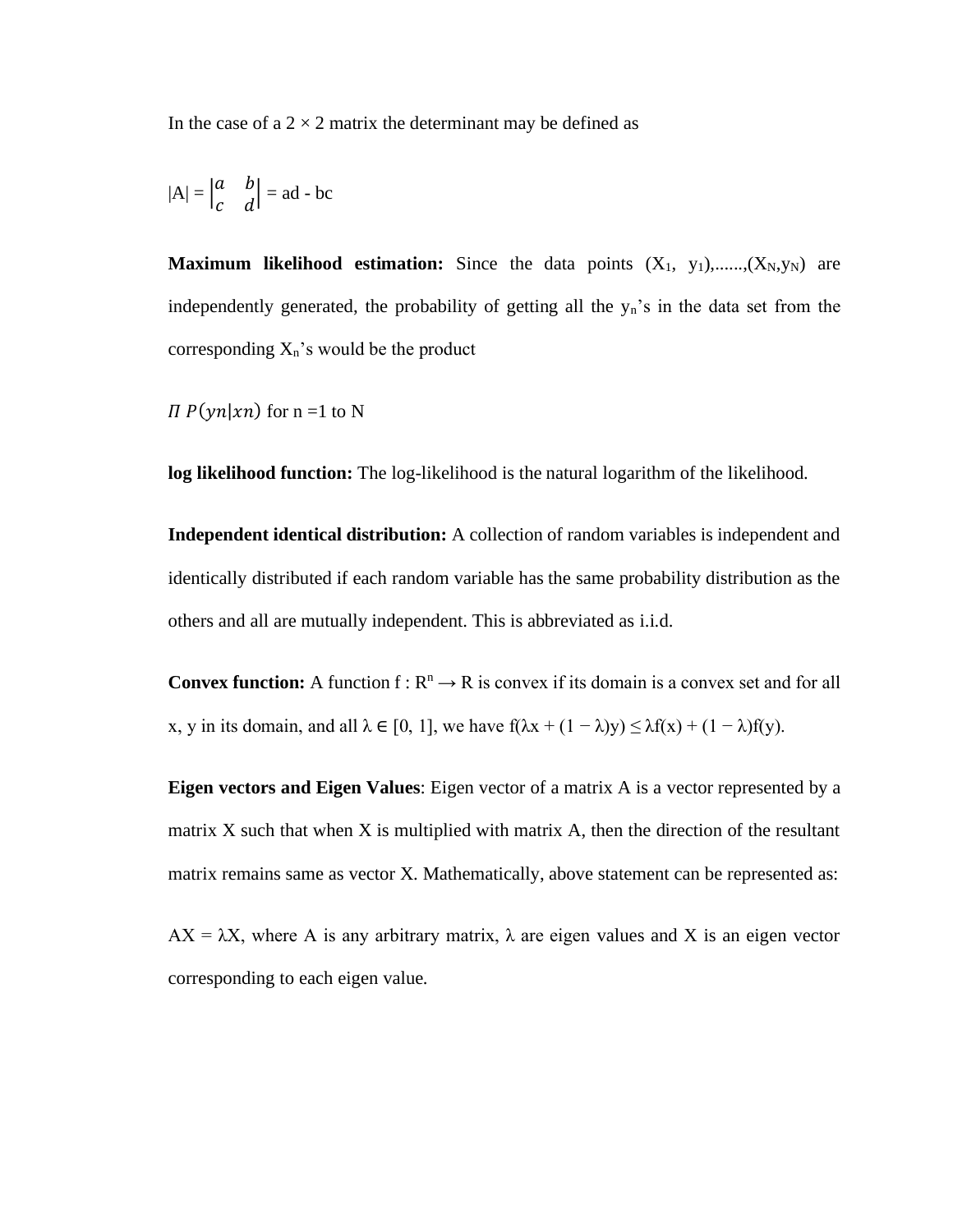In the case of a 2 × 2 matrix the determinant may be defined as

$|A| = \begin{vmatrix} a & b \\ c & d \end{vmatrix}$ = ad - bc

**Maximum likelihood estimation:** Since the data points $(X_1, y_1)$,......,$(X_N, y_N)$ are independently generated, the probability of getting all the $y_n$'s in the data set from the corresponding $X_n$'s would be the product

$\Pi\ P(yn|xn)$ for n =1 to N

**log likelihood function:** The log-likelihood is the natural logarithm of the likelihood.

**Independent identical distribution:** A collection of random variables is independent and identically distributed if each random variable has the same probability distribution as the others and all are mutually independent. This is abbreviated as i.i.d.

**Convex function:** A function $f : R^n \rightarrow R$ is convex if its domain is a convex set and for all x, y in its domain, and all $\lambda \in [0, 1]$, we have $f(\lambda x + (1 - \lambda)y) \leq \lambda f(x) + (1 - \lambda)f(y)$.

**Eigen vectors and Eigen Values**: Eigen vector of a matrix A is a vector represented by a matrix X such that when X is multiplied with matrix A, then the direction of the resultant matrix remains same as vector X. Mathematically, above statement can be represented as:

$AX = \lambda X$, where A is any arbitrary matrix, $\lambda$ are eigen values and X is an eigen vector corresponding to each eigen value.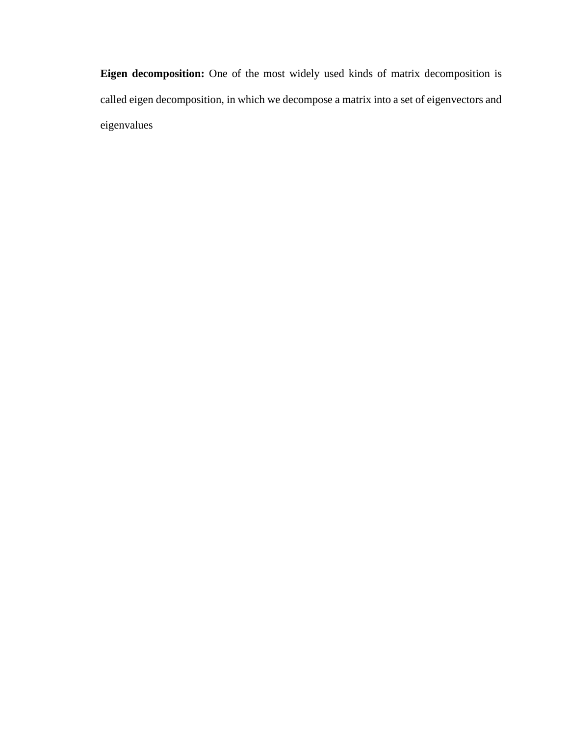**Eigen decomposition:** One of the most widely used kinds of matrix decomposition is called eigen decomposition, in which we decompose a matrix into a set of eigenvectors and eigenvalues